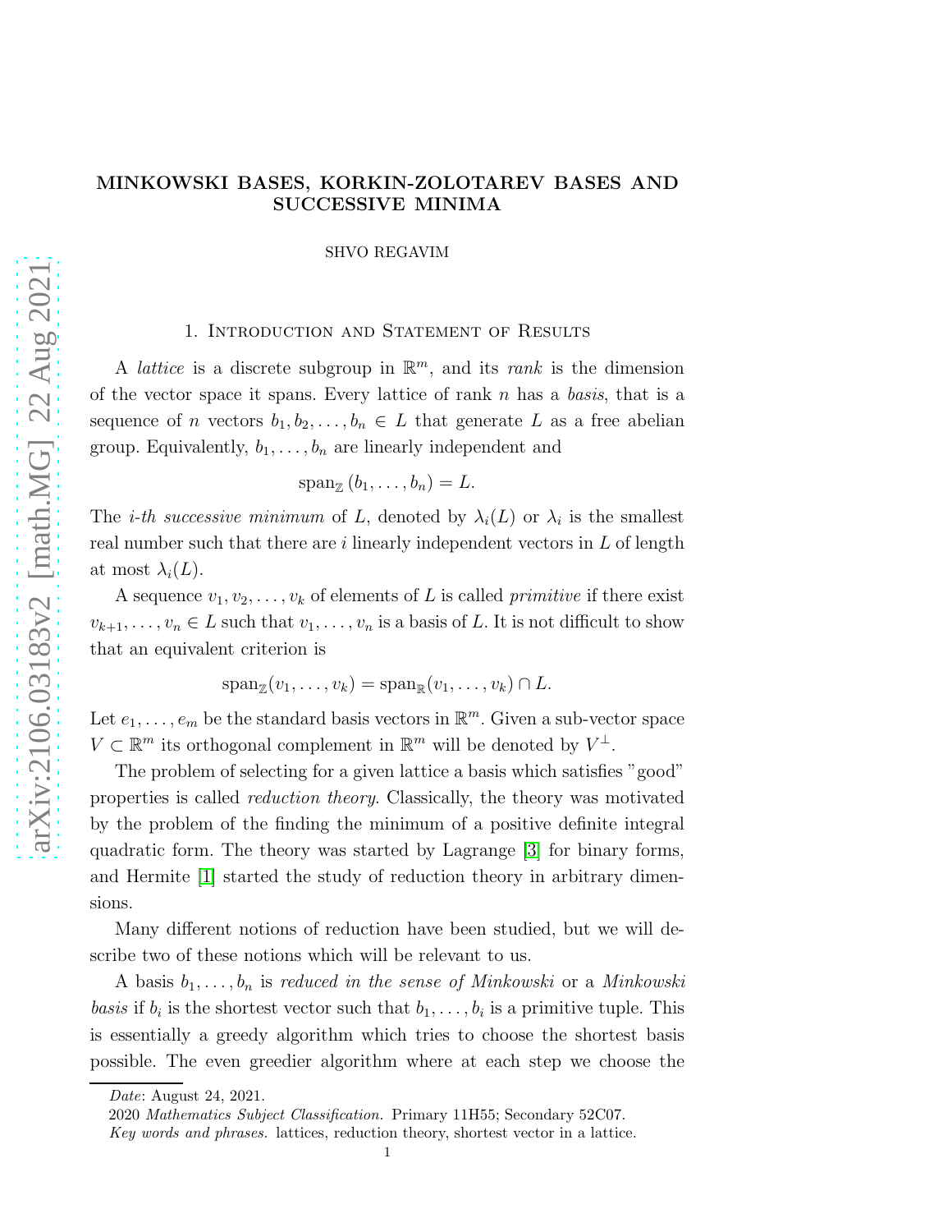# MINKOWSKI BASES, KORKIN-ZOLOTAREV BASES AND SUCCESSIVE MINIMA

SHVO REGAVIM

## 1. Introduction and Statement of Results

A *lattice* is a discrete subgroup in $\mathbb{R}^m$, and its *rank* is the dimension of the vector space it spans. Every lattice of rank $n$ has a *basis*, that is a sequence of $n$ vectors $b_1, b_2, \ldots, b_n \in L$ that generate $L$ as a free abelian group. Equivalently, $b_1, \ldots, b_n$ are linearly independent and

$$\operatorname{span}_{\mathbb{Z}}(b_1, \ldots, b_n) = L.$$

The *i-th successive minimum* of $L$, denoted by $\lambda_i(L)$ or $\lambda_i$ is the smallest real number such that there are $i$ linearly independent vectors in $L$ of length at most $\lambda_i(L)$.

A sequence $v_1, v_2, \ldots, v_k$ of elements of $L$ is called *primitive* if there exist $v_{k+1}, \ldots, v_n \in L$ such that $v_1, \ldots, v_n$ is a basis of $L$. It is not difficult to show that an equivalent criterion is

$$\operatorname{span}_{\mathbb{Z}}(v_1, \ldots, v_k) = \operatorname{span}_{\mathbb{R}}(v_1, \ldots, v_k) \cap L.$$

Let $e_1, \ldots, e_m$ be the standard basis vectors in $\mathbb{R}^m$. Given a sub-vector space $V \subset \mathbb{R}^m$ its orthogonal complement in $\mathbb{R}^m$ will be denoted by $V^{\perp}$.

The problem of selecting for a given lattice a basis which satisfies "good" properties is called *reduction theory*. Classically, the theory was motivated by the problem of the finding the minimum of a positive definite integral quadratic form. The theory was started by Lagrange [3] for binary forms, and Hermite [1] started the study of reduction theory in arbitrary dimensions.

Many different notions of reduction have been studied, but we will describe two of these notions which will be relevant to us.

A basis $b_1, \ldots, b_n$ is *reduced in the sense of Minkowski* or a *Minkowski basis* if $b_i$ is the shortest vector such that $b_1, \ldots, b_i$ is a primitive tuple. This is essentially a greedy algorithm which tries to choose the shortest basis possible. The even greedier algorithm where at each step we choose the

---

*Date*: August 24, 2021.

2020 *Mathematics Subject Classification.* Primary 11H55; Secondary 52C07.

*Key words and phrases.* lattices, reduction theory, shortest vector in a lattice.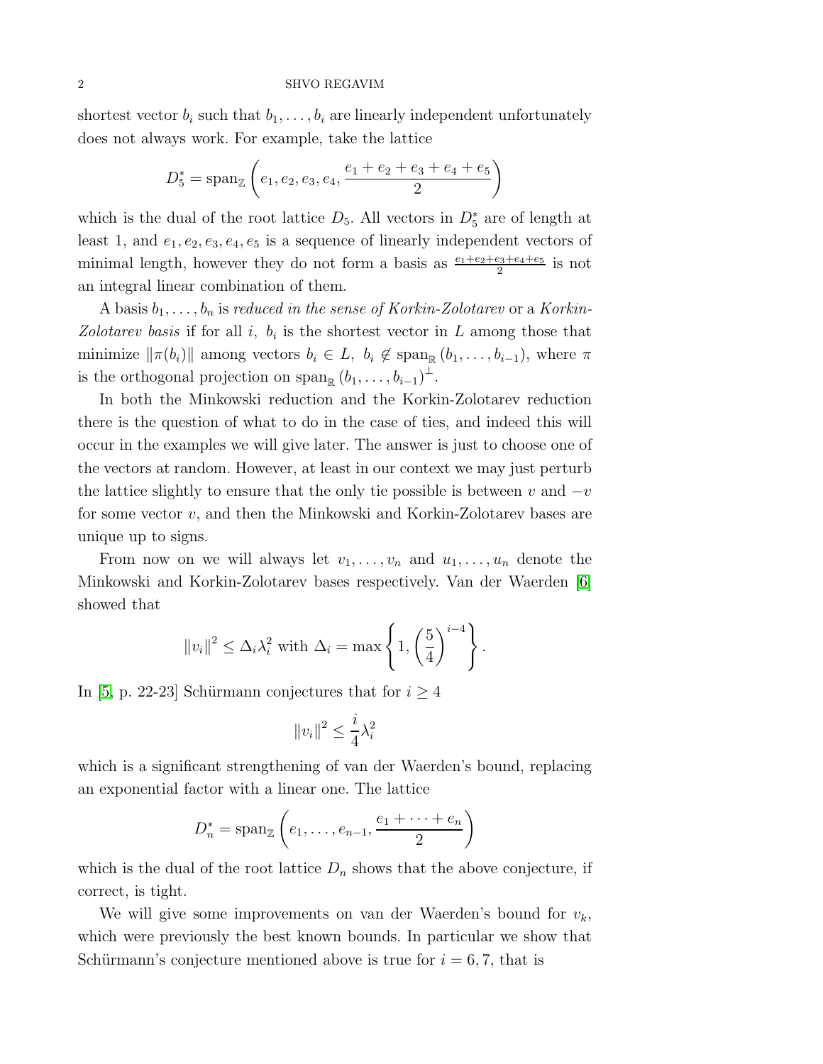shortest vector $b_i$ such that $b_1, \ldots, b_i$ are linearly independent unfortunately does not always work. For example, take the lattice

$$D_5^* = \operatorname{span}_{\mathbb{Z}} \left( e_1, e_2, e_3, e_4, \frac{e_1 + e_2 + e_3 + e_4 + e_5}{2} \right)$$

which is the dual of the root lattice $D_5$. All vectors in $D_5^*$ are of length at least 1, and $e_1, e_2, e_3, e_4, e_5$ is a sequence of linearly independent vectors of minimal length, however they do not form a basis as $\frac{e_1+e_2+e_3+e_4+e_5}{2}$ is not an integral linear combination of them.

A basis $b_1, \ldots, b_n$ is *reduced in the sense of Korkin-Zolotarev* or a *Korkin-Zolotarev basis* if for all $i$, $b_i$ is the shortest vector in $L$ among those that minimize $\|\pi(b_i)\|$ among vectors $b_i \in L$, $b_i \notin \operatorname{span}_{\mathbb{R}}(b_1, \ldots, b_{i-1})$, where $\pi$ is the orthogonal projection on $\operatorname{span}_{\mathbb{R}}(b_1, \ldots, b_{i-1})^{\perp}$.

In both the Minkowski reduction and the Korkin-Zolotarev reduction there is the question of what to do in the case of ties, and indeed this will occur in the examples we will give later. The answer is just to choose one of the vectors at random. However, at least in our context we may just perturb the lattice slightly to ensure that the only tie possible is between $v$ and $-v$ for some vector $v$, and then the Minkowski and Korkin-Zolotarev bases are unique up to signs.

From now on we will always let $v_1, \ldots, v_n$ and $u_1, \ldots, u_n$ denote the Minkowski and Korkin-Zolotarev bases respectively. Van der Waerden [6] showed that

$$\|v_i\|^2 \leq \Delta_i \lambda_i^2 \text{ with } \Delta_i = \max \left\{ 1, \left( \frac{5}{4} \right)^{i-4} \right\}.$$

In [5, p. 22-23] Schürmann conjectures that for $i \geq 4$

$$\|v_i\|^2 \leq \frac{i}{4} \lambda_i^2$$

which is a significant strengthening of van der Waerden's bound, replacing an exponential factor with a linear one. The lattice

$$D_n^* = \operatorname{span}_{\mathbb{Z}} \left( e_1, \ldots, e_{n-1}, \frac{e_1 + \cdots + e_n}{2} \right)$$

which is the dual of the root lattice $D_n$ shows that the above conjecture, if correct, is tight.

We will give some improvements on van der Waerden's bound for $v_k$, which were previously the best known bounds. In particular we show that Schürmann's conjecture mentioned above is true for $i = 6, 7$, that is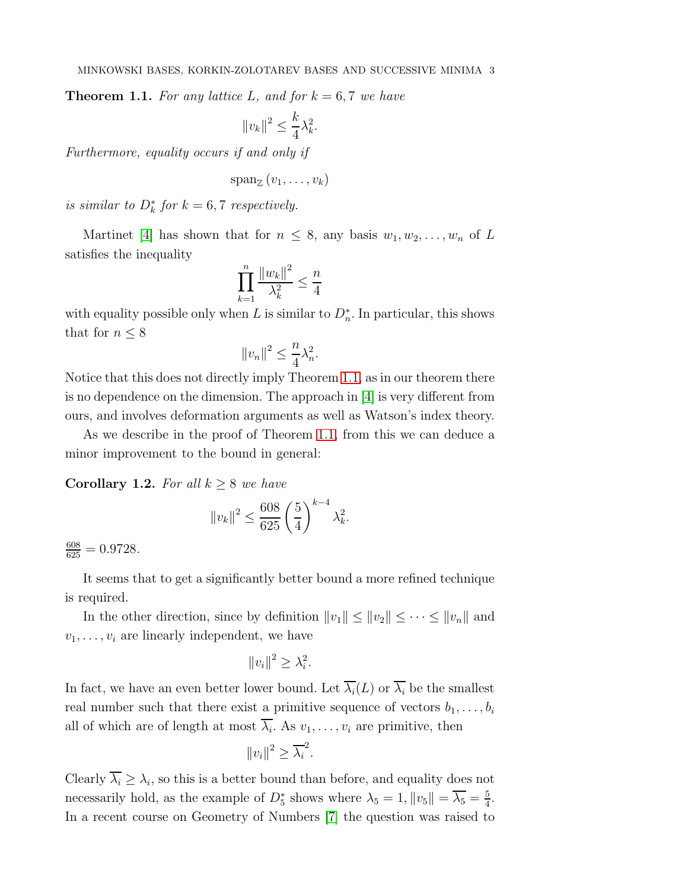**Theorem 1.1.** *For any lattice $L$, and for $k = 6, 7$ we have*

$$\|v_k\|^2 \leq \frac{k}{4}\lambda_k^2.$$

*Furthermore, equality occurs if and only if*

$$\operatorname{span}_{\mathbb{Z}}(v_1, \ldots, v_k)$$

*is similar to $D_k^*$ for $k = 6, 7$ respectively.*

Martinet [4] has shown that for $n \leq 8$, any basis $w_1, w_2, \ldots, w_n$ of $L$ satisfies the inequality

$$\prod_{k=1}^{n} \frac{\|w_k\|^2}{\lambda_k^2} \leq \frac{n}{4}$$

with equality possible only when $L$ is similar to $D_n^*$. In particular, this shows that for $n \leq 8$

$$\|v_n\|^2 \leq \frac{n}{4}\lambda_n^2.$$

Notice that this does not directly imply Theorem 1.1, as in our theorem there is no dependence on the dimension. The approach in [4] is very different from ours, and involves deformation arguments as well as Watson's index theory.

As we describe in the proof of Theorem 1.1, from this we can deduce a minor improvement to the bound in general:

**Corollary 1.2.** *For all $k \geq 8$ we have*

$$\|v_k\|^2 \leq \frac{608}{625}\left(\frac{5}{4}\right)^{k-4}\lambda_k^2.$$

$\frac{608}{625} = 0.9728$.

It seems that to get a significantly better bound a more refined technique is required.

In the other direction, since by definition $\|v_1\| \leq \|v_2\| \leq \cdots \leq \|v_n\|$ and $v_1, \ldots, v_i$ are linearly independent, we have

$$\|v_i\|^2 \geq \lambda_i^2.$$

In fact, we have an even better lower bound. Let $\overline{\lambda_i}(L)$ or $\overline{\lambda_i}$ be the smallest real number such that there exist a primitive sequence of vectors $b_1, \ldots, b_i$ all of which are of length at most $\overline{\lambda_i}$. As $v_1, \ldots, v_i$ are primitive, then

$$\|v_i\|^2 \geq \overline{\lambda_i}^2.$$

Clearly $\overline{\lambda_i} \geq \lambda_i$, so this is a better bound than before, and equality does not necessarily hold, as the example of $D_5^*$ shows where $\lambda_5 = 1, \|v_5\| = \overline{\lambda_5} = \frac{5}{4}$. In a recent course on Geometry of Numbers [7] the question was raised to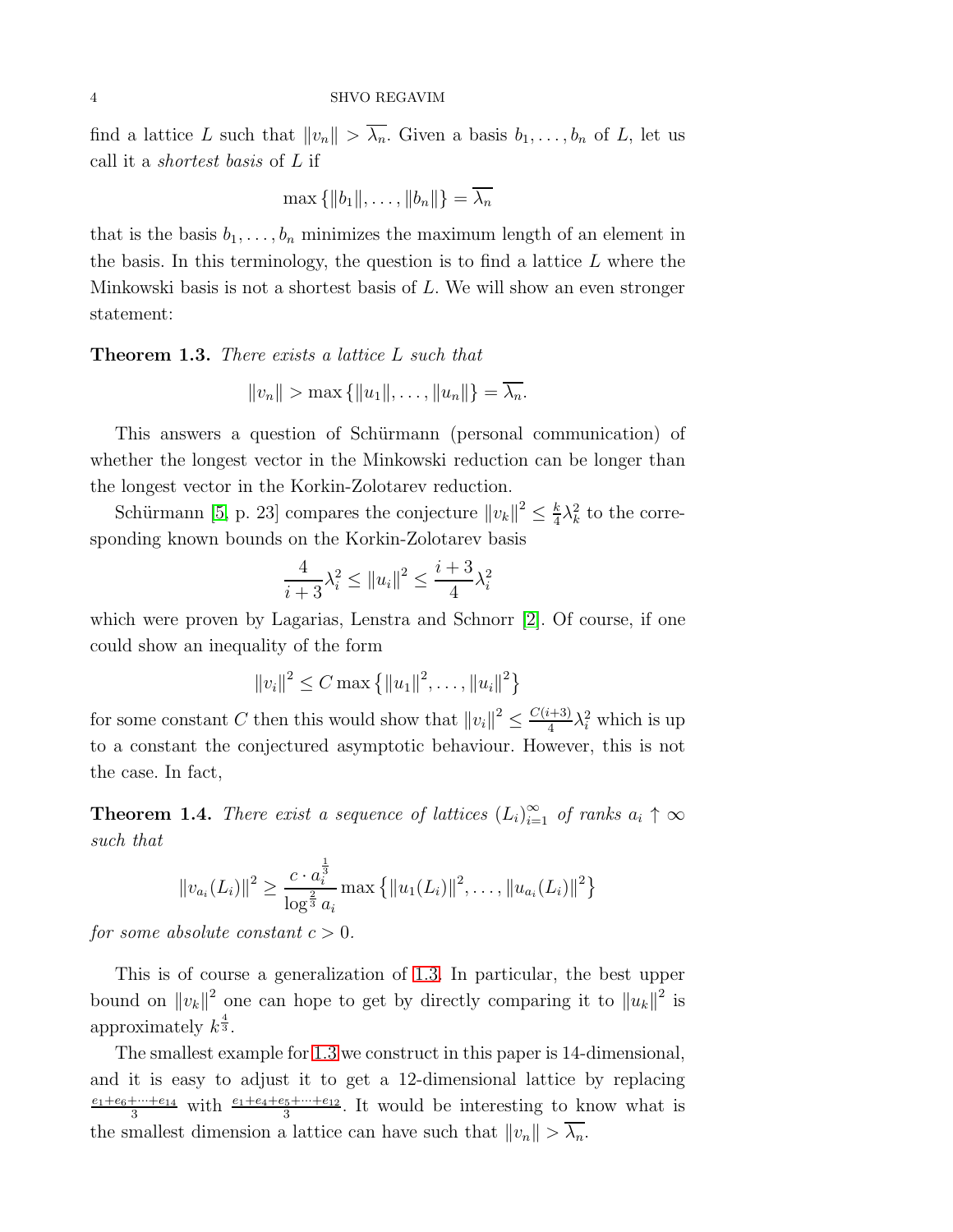find a lattice $L$ such that $\|v_n\| > \overline{\lambda_n}$. Given a basis $b_1, \ldots, b_n$ of $L$, let us call it a *shortest basis* of $L$ if

$$\max\{\|b_1\|, \ldots, \|b_n\|\} = \overline{\lambda_n}$$

that is the basis $b_1, \ldots, b_n$ minimizes the maximum length of an element in the basis. In this terminology, the question is to find a lattice $L$ where the Minkowski basis is not a shortest basis of $L$. We will show an even stronger statement:

**Theorem 1.3.** *There exists a lattice $L$ such that*

$$\|v_n\| > \max\{\|u_1\|, \ldots, \|u_n\|\} = \overline{\lambda_n}.$$

This answers a question of Schürmann (personal communication) of whether the longest vector in the Minkowski reduction can be longer than the longest vector in the Korkin-Zolotarev reduction.

Schürmann [5, p. 23] compares the conjecture $\|v_k\|^2 \leq \frac{k}{4}\lambda_k^2$ to the corresponding known bounds on the Korkin-Zolotarev basis

$$\frac{4}{i+3}\lambda_i^2 \leq \|u_i\|^2 \leq \frac{i+3}{4}\lambda_i^2$$

which were proven by Lagarias, Lenstra and Schnorr [2]. Of course, if one could show an inequality of the form

$$\|v_i\|^2 \leq C \max\left\{\|u_1\|^2, \ldots, \|u_i\|^2\right\}$$

for some constant $C$ then this would show that $\|v_i\|^2 \leq \frac{C(i+3)}{4}\lambda_i^2$ which is up to a constant the conjectured asymptotic behaviour. However, this is not the case. In fact,

**Theorem 1.4.** *There exist a sequence of lattices $(L_i)_{i=1}^{\infty}$ of ranks $a_i \uparrow \infty$ such that*

$$\|v_{a_i}(L_i)\|^2 \geq \frac{c \cdot a_i^{\frac{1}{3}}}{\log^{\frac{2}{3}} a_i} \max\left\{\|u_1(L_i)\|^2, \ldots, \|u_{a_i}(L_i)\|^2\right\}$$

*for some absolute constant $c > 0$.*

This is of course a generalization of 1.3. In particular, the best upper bound on $\|v_k\|^2$ one can hope to get by directly comparing it to $\|u_k\|^2$ is approximately $k^{\frac{4}{3}}$.

The smallest example for 1.3 we construct in this paper is 14-dimensional, and it is easy to adjust it to get a 12-dimensional lattice by replacing $\frac{e_1+e_6+\cdots+e_{14}}{3}$ with $\frac{e_1+e_4+e_5+\cdots+e_{12}}{3}$. It would be interesting to know what is the smallest dimension a lattice can have such that $\|v_n\| > \overline{\lambda_n}$.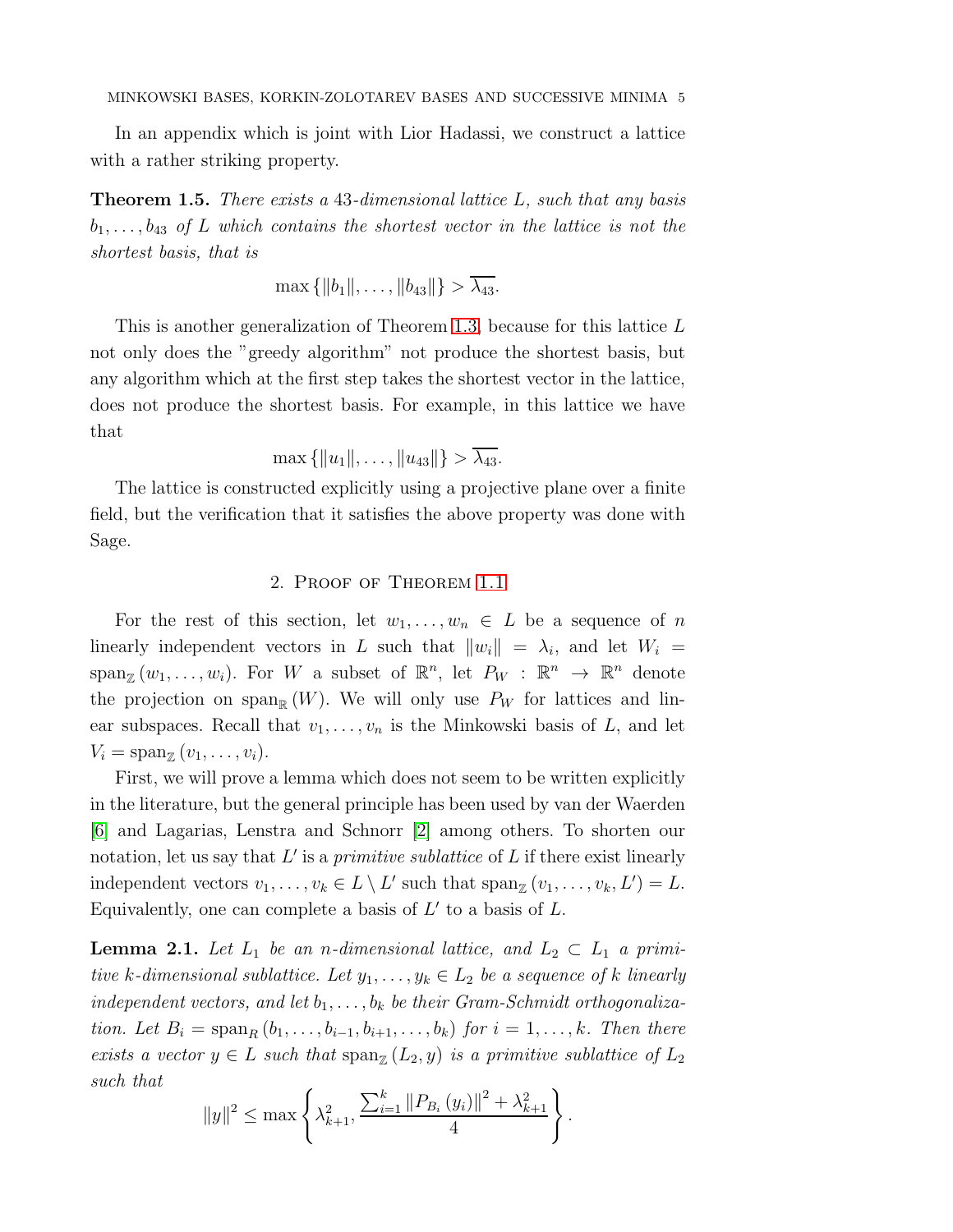In an appendix which is joint with Lior Hadassi, we construct a lattice with a rather striking property.

**Theorem 1.5.** *There exists a 43-dimensional lattice $L$, such that any basis $b_1, \ldots, b_{43}$ of $L$ which contains the shortest vector in the lattice is not the shortest basis, that is*

$$\max\{\|b_1\|, \ldots, \|b_{43}\|\} > \overline{\lambda_{43}}.$$

This is another generalization of Theorem 1.3, because for this lattice $L$ not only does the "greedy algorithm" not produce the shortest basis, but any algorithm which at the first step takes the shortest vector in the lattice, does not produce the shortest basis. For example, in this lattice we have that

$$\max\{\|u_1\|, \ldots, \|u_{43}\|\} > \overline{\lambda_{43}}.$$

The lattice is constructed explicitly using a projective plane over a finite field, but the verification that it satisfies the above property was done with Sage.

## 2. Proof of Theorem 1.1

For the rest of this section, let $w_1, \ldots, w_n \in L$ be a sequence of $n$ linearly independent vectors in $L$ such that $\|w_i\| = \lambda_i$, and let $W_i = \operatorname{span}_{\mathbb{Z}}(w_1, \ldots, w_i)$. For $W$ a subset of $\mathbb{R}^n$, let $P_W : \mathbb{R}^n \to \mathbb{R}^n$ denote the projection on $\operatorname{span}_{\mathbb{R}}(W)$. We will only use $P_W$ for lattices and linear subspaces. Recall that $v_1, \ldots, v_n$ is the Minkowski basis of $L$, and let $V_i = \operatorname{span}_{\mathbb{Z}}(v_1, \ldots, v_i)$.

First, we will prove a lemma which does not seem to be written explicitly in the literature, but the general principle has been used by van der Waerden [6] and Lagarias, Lenstra and Schnorr [2] among others. To shorten our notation, let us say that $L'$ is a *primitive sublattice* of $L$ if there exist linearly independent vectors $v_1, \ldots, v_k \in L \setminus L'$ such that $\operatorname{span}_{\mathbb{Z}}(v_1, \ldots, v_k, L') = L$. Equivalently, one can complete a basis of $L'$ to a basis of $L$.

**Lemma 2.1.** *Let $L_1$ be an $n$-dimensional lattice, and $L_2 \subset L_1$ a primitive $k$-dimensional sublattice. Let $y_1, \ldots, y_k \in L_2$ be a sequence of $k$ linearly independent vectors, and let $b_1, \ldots, b_k$ be their Gram-Schmidt orthogonalization. Let $B_i = \operatorname{span}_R(b_1, \ldots, b_{i-1}, b_{i+1}, \ldots, b_k)$ for $i = 1, \ldots, k$. Then there exists a vector $y \in L$ such that $\operatorname{span}_{\mathbb{Z}}(L_2, y)$ is a primitive sublattice of $L_2$ such that*

$$\|y\|^2 \leq \max\left\{\lambda_{k+1}^2, \frac{\sum_{i=1}^{k} \|P_{B_i}(y_i)\|^2 + \lambda_{k+1}^2}{4}\right\}.$$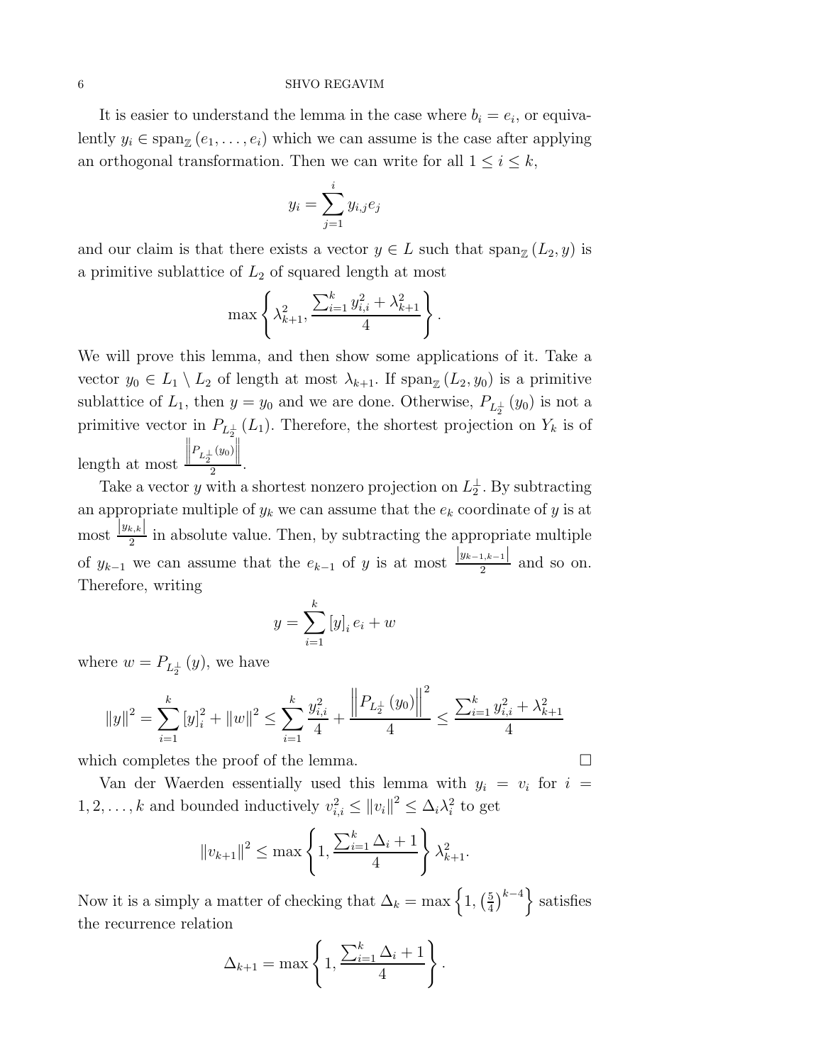It is easier to understand the lemma in the case where $b_i = e_i$, or equivalently $y_i \in \operatorname{span}_{\mathbb{Z}}(e_1, \ldots, e_i)$ which we can assume is the case after applying an orthogonal transformation. Then we can write for all $1 \le i \le k$,

$$y_i = \sum_{j=1}^{i} y_{i,j} e_j$$

and our claim is that there exists a vector $y \in L$ such that $\operatorname{span}_{\mathbb{Z}}(L_2, y)$ is a primitive sublattice of $L_2$ of squared length at most

$$\max\left\{\lambda_{k+1}^2, \frac{\sum_{i=1}^{k} y_{i,i}^2 + \lambda_{k+1}^2}{4}\right\}.$$

We will prove this lemma, and then show some applications of it. Take a vector $y_0 \in L_1 \setminus L_2$ of length at most $\lambda_{k+1}$. If $\operatorname{span}_{\mathbb{Z}}(L_2, y_0)$ is a primitive sublattice of $L_1$, then $y = y_0$ and we are done. Otherwise, $P_{L_2^\perp}(y_0)$ is not a primitive vector in $P_{L_2^\perp}(L_1)$. Therefore, the shortest projection on $Y_k$ is of length at most $\frac{\left\|P_{L_2^\perp}(y_0)\right\|}{2}$.

Take a vector $y$ with a shortest nonzero projection on $L_2^\perp$. By subtracting an appropriate multiple of $y_k$ we can assume that the $e_k$ coordinate of $y$ is at most $\frac{|y_{k,k}|}{2}$ in absolute value. Then, by subtracting the appropriate multiple of $y_{k-1}$ we can assume that the $e_{k-1}$ of $y$ is at most $\frac{|y_{k-1,k-1}|}{2}$ and so on. Therefore, writing

$$y = \sum_{i=1}^{k} [y]_i e_i + w$$

where $w = P_{L_2^\perp}(y)$, we have

$$\|y\|^2 = \sum_{i=1}^{k} [y]_i^2 + \|w\|^2 \le \sum_{i=1}^{k} \frac{y_{i,i}^2}{4} + \frac{\left\|P_{L_2^\perp}(y_0)\right\|^2}{4} \le \frac{\sum_{i=1}^{k} y_{i,i}^2 + \lambda_{k+1}^2}{4}$$

which completes the proof of the lemma. $\square$

Van der Waerden essentially used this lemma with $y_i = v_i$ for $i = 1, 2, \ldots, k$ and bounded inductively $v_{i,i}^2 \le \|v_i\|^2 \le \Delta_i \lambda_i^2$ to get

$$\|v_{k+1}\|^2 \le \max\left\{1, \frac{\sum_{i=1}^{k} \Delta_i + 1}{4}\right\} \lambda_{k+1}^2.$$

Now it is a simply a matter of checking that $\Delta_k = \max\left\{1, \left(\frac{5}{4}\right)^{k-4}\right\}$ satisfies the recurrence relation

$$\Delta_{k+1} = \max\left\{1, \frac{\sum_{i=1}^{k} \Delta_i + 1}{4}\right\}.$$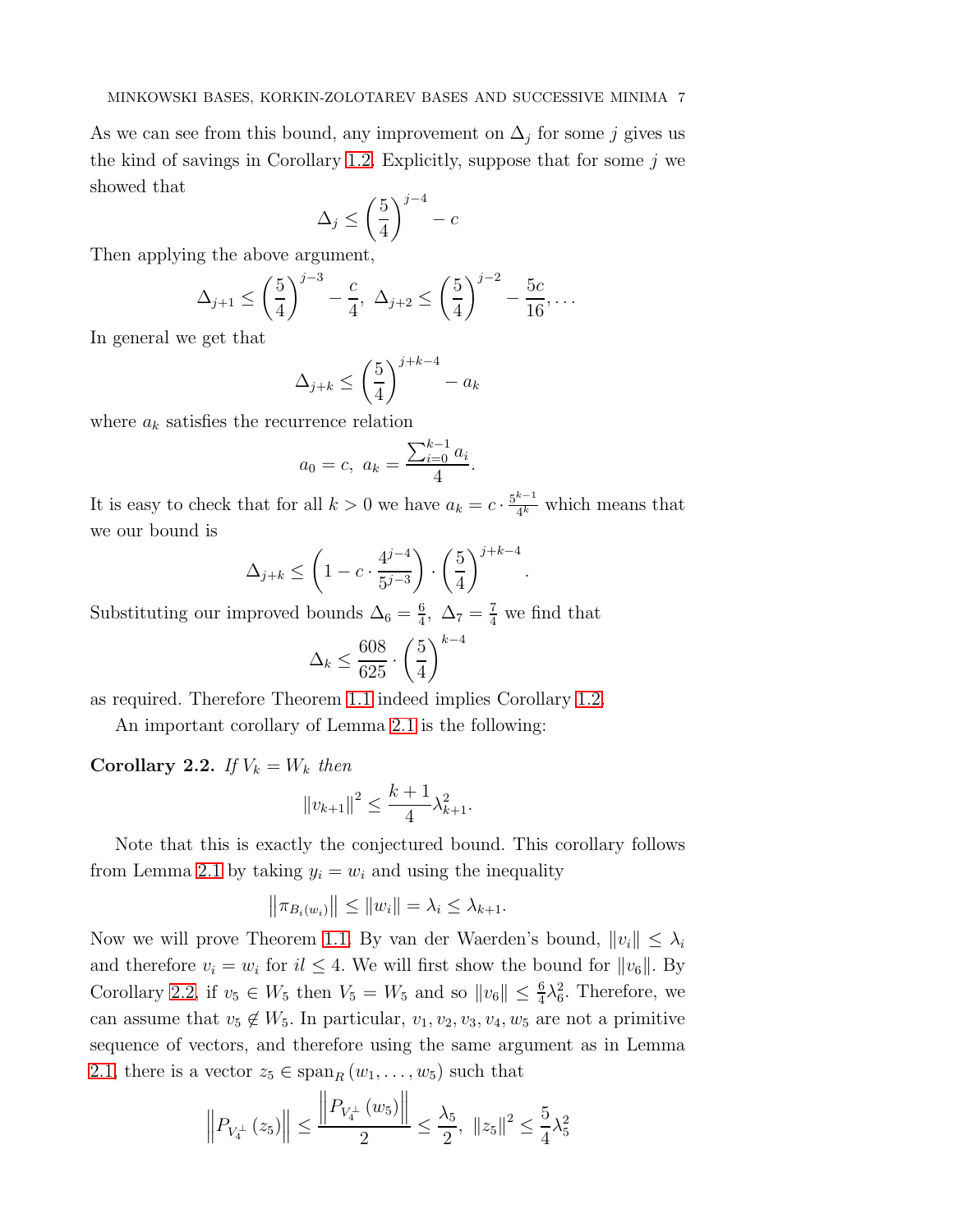As we can see from this bound, any improvement on $\Delta_j$ for some $j$ gives us the kind of savings in Corollary 1.2. Explicitly, suppose that for some $j$ we showed that

$$\Delta_j \leq \left(\frac{5}{4}\right)^{j-4} - c$$

Then applying the above argument,

$$\Delta_{j+1} \leq \left(\frac{5}{4}\right)^{j-3} - \frac{c}{4},\ \Delta_{j+2} \leq \left(\frac{5}{4}\right)^{j-2} - \frac{5c}{16}, \ldots$$

In general we get that

$$\Delta_{j+k} \leq \left(\frac{5}{4}\right)^{j+k-4} - a_k$$

where $a_k$ satisfies the recurrence relation

$$a_0 = c,\ a_k = \frac{\sum_{i=0}^{k-1} a_i}{4}.$$

It is easy to check that for all $k > 0$ we have $a_k = c \cdot \frac{5^{k-1}}{4^k}$ which means that we our bound is

$$\Delta_{j+k} \leq \left(1 - c \cdot \frac{4^{j-4}}{5^{j-3}}\right) \cdot \left(\frac{5}{4}\right)^{j+k-4}.$$

Substituting our improved bounds $\Delta_6 = \frac{6}{4},\ \Delta_7 = \frac{7}{4}$ we find that

$$\Delta_k \leq \frac{608}{625} \cdot \left(\frac{5}{4}\right)^{k-4}$$

as required. Therefore Theorem 1.1 indeed implies Corollary 1.2.

An important corollary of Lemma 2.1 is the following:

**Corollary 2.2.** *If $V_k = W_k$ then*

$$\|v_{k+1}\|^2 \leq \frac{k+1}{4}\lambda_{k+1}^2.$$

Note that this is exactly the conjectured bound. This corollary follows from Lemma 2.1 by taking $y_i = w_i$ and using the inequality

$$\left\|\pi_{B_i(w_i)}\right\| \leq \|w_i\| = \lambda_i \leq \lambda_{k+1}.$$

Now we will prove Theorem 1.1. By van der Waerden's bound, $\|v_i\| \leq \lambda_i$ and therefore $v_i = w_i$ for $il \leq 4$. We will first show the bound for $\|v_6\|$. By Corollary 2.2, if $v_5 \in W_5$ then $V_5 = W_5$ and so $\|v_6\| \leq \frac{6}{4}\lambda_6^2$. Therefore, we can assume that $v_5 \notin W_5$. In particular, $v_1, v_2, v_3, v_4, w_5$ are not a primitive sequence of vectors, and therefore using the same argument as in Lemma 2.1, there is a vector $z_5 \in \operatorname{span}_R(w_1, \ldots, w_5)$ such that

$$\left\|P_{V_4^\perp}(z_5)\right\| \leq \frac{\left\|P_{V_4^\perp}(w_5)\right\|}{2} \leq \frac{\lambda_5}{2},\ \|z_5\|^2 \leq \frac{5}{4}\lambda_5^2$$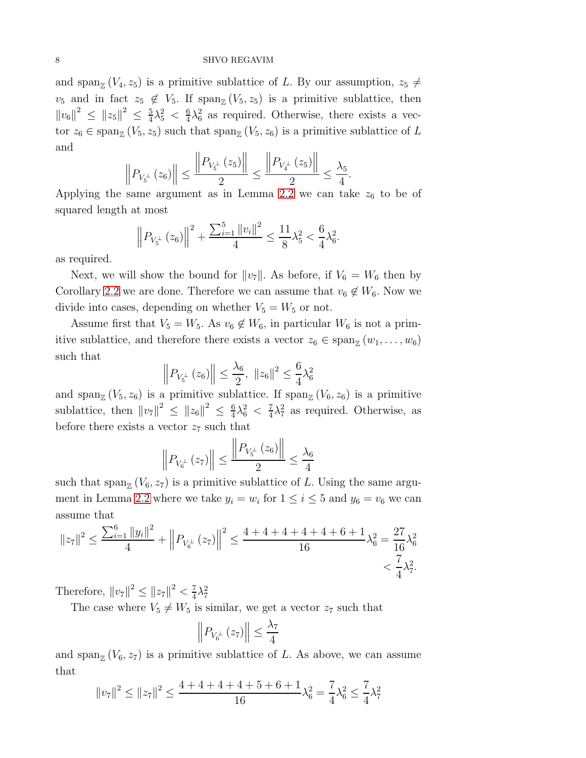and $\operatorname{span}_{\mathbb{Z}}(V_4, z_5)$ is a primitive sublattice of $L$. By our assumption, $z_5 \neq v_5$ and in fact $z_5 \notin V_5$. If $\operatorname{span}_{\mathbb{Z}}(V_5, z_5)$ is a primitive sublattice, then $\|v_6\|^2 \leq \|z_5\|^2 \leq \frac{5}{4}\lambda_5^2 < \frac{6}{4}\lambda_6^2$ as required. Otherwise, there exists a vector $z_6 \in \operatorname{span}_{\mathbb{Z}}(V_5, z_5)$ such that $\operatorname{span}_{\mathbb{Z}}(V_5, z_6)$ is a primitive sublattice of $L$ and

$$\left\|P_{V_5^\perp}(z_6)\right\| \leq \frac{\left\|P_{V_5^\perp}(z_5)\right\|}{2} \leq \frac{\left\|P_{V_4^\perp}(z_5)\right\|}{2} \leq \frac{\lambda_5}{4}.$$

Applying the same argument as in Lemma 2.2 we can take $z_6$ to be of squared length at most

$$\left\|P_{V_5^\perp}(z_6)\right\|^2 + \frac{\sum_{i=1}^{5}\|v_i\|^2}{4} \leq \frac{11}{8}\lambda_5^2 < \frac{6}{4}\lambda_6^2.$$

as required.

Next, we will show the bound for $\|v_7\|$. As before, if $V_6 = W_6$ then by Corollary 2.2 we are done. Therefore we can assume that $v_6 \notin W_6$. Now we divide into cases, depending on whether $V_5 = W_5$ or not.

Assume first that $V_5 = W_5$. As $v_6 \notin W_6$, in particular $W_6$ is not a primitive sublattice, and therefore there exists a vector $z_6 \in \operatorname{span}_{\mathbb{Z}}(w_1, \ldots, w_6)$ such that

$$\left\|P_{V_5^\perp}(z_6)\right\| \leq \frac{\lambda_6}{2},\ \|z_6\|^2 \leq \frac{6}{4}\lambda_6^2$$

and $\operatorname{span}_{\mathbb{Z}}(V_5, z_6)$ is a primitive sublattice. If $\operatorname{span}_{\mathbb{Z}}(V_6, z_6)$ is a primitive sublattice, then $\|v_7\|^2 \leq \|z_6\|^2 \leq \frac{6}{4}\lambda_6^2 < \frac{7}{4}\lambda_7^2$ as required. Otherwise, as before there exists a vector $z_7$ such that

$$\left\|P_{V_6^\perp}(z_7)\right\| \leq \frac{\left\|P_{V_5^\perp}(z_6)\right\|}{2} \leq \frac{\lambda_6}{4}$$

such that $\operatorname{span}_{\mathbb{Z}}(V_6, z_7)$ is a primitive sublattice of $L$. Using the same argument in Lemma 2.2 where we take $y_i = w_i$ for $1 \leq i \leq 5$ and $y_6 = v_6$ we can assume that

$$\|z_7\|^2 \leq \frac{\sum_{i=1}^{6}\|y_i\|^2}{4} + \left\|P_{V_6^\perp}(z_7)\right\|^2 \leq \frac{4+4+4+4+4+6+1}{16}\lambda_6^2 = \frac{27}{16}\lambda_6^2 < \frac{7}{4}\lambda_7^2.$$

Therefore, $\|v_7\|^2 \leq \|z_7\|^2 < \frac{7}{4}\lambda_7^2$

The case where $V_5 \neq W_5$ is similar, we get a vector $z_7$ such that

$$\left\|P_{V_6^\perp}(z_7)\right\| \leq \frac{\lambda_7}{4}$$

and $\operatorname{span}_{\mathbb{Z}}(V_6, z_7)$ is a primitive sublattice of $L$. As above, we can assume that

$$\|v_7\|^2 \leq \|z_7\|^2 \leq \frac{4+4+4+4+5+6+1}{16}\lambda_6^2 = \frac{7}{4}\lambda_6^2 \leq \frac{7}{4}\lambda_7^2$$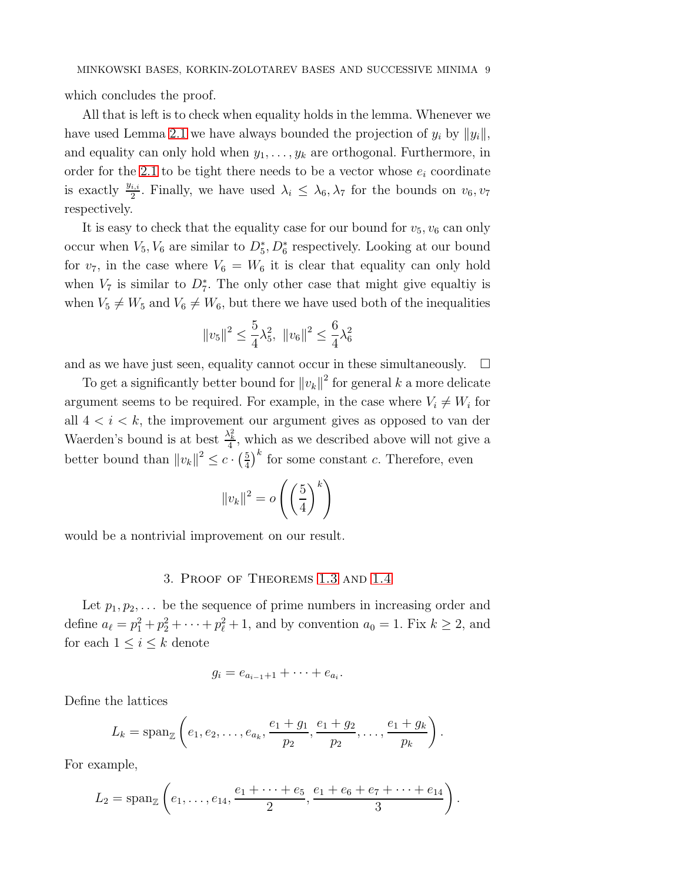which concludes the proof.

All that is left is to check when equality holds in the lemma. Whenever we have used Lemma 2.1 we have always bounded the projection of $y_i$ by $\|y_i\|$, and equality can only hold when $y_1, \ldots, y_k$ are orthogonal. Furthermore, in order for the 2.1 to be tight there needs to be a vector whose $e_i$ coordinate is exactly $\frac{y_{i,i}}{2}$. Finally, we have used $\lambda_i \le \lambda_6, \lambda_7$ for the bounds on $v_6, v_7$ respectively.

It is easy to check that the equality case for our bound for $v_5, v_6$ can only occur when $V_5, V_6$ are similar to $D_5^*, D_6^*$ respectively. Looking at our bound for $v_7$, in the case where $V_6 = W_6$ it is clear that equality can only hold when $V_7$ is similar to $D_7^*$. The only other case that might give equaltiy is when $V_5 \neq W_5$ and $V_6 \neq W_6$, but there we have used both of the inequalities

$$\|v_5\|^2 \le \frac{5}{4}\lambda_5^2, \ \|v_6\|^2 \le \frac{6}{4}\lambda_6^2$$

and as we have just seen, equality cannot occur in these simultaneously. $\square$

To get a significantly better bound for $\|v_k\|^2$ for general $k$ a more delicate argument seems to be required. For example, in the case where $V_i \neq W_i$ for all $4 < i < k$, the improvement our argument gives as opposed to van der Waerden's bound is at best $\frac{\lambda_k^2}{4}$, which as we described above will not give a better bound than $\|v_k\|^2 \le c \cdot \left(\frac{5}{4}\right)^k$ for some constant $c$. Therefore, even

$$\|v_k\|^2 = o\left(\left(\frac{5}{4}\right)^k\right)$$

would be a nontrivial improvement on our result.

## 3. Proof of Theorems 1.3 and 1.4

Let $p_1, p_2, \ldots$ be the sequence of prime numbers in increasing order and define $a_\ell = p_1^2 + p_2^2 + \cdots + p_\ell^2 + 1$, and by convention $a_0 = 1$. Fix $k \ge 2$, and for each $1 \le i \le k$ denote

$$g_i = e_{a_{i-1}+1} + \cdots + e_{a_i}.$$

Define the lattices

$$L_k = \operatorname{span}_{\mathbb{Z}}\left(e_1, e_2, \ldots, e_{a_k}, \frac{e_1 + g_1}{p_2}, \frac{e_1 + g_2}{p_2}, \ldots, \frac{e_1 + g_k}{p_k}\right).$$

For example,

$$L_2 = \operatorname{span}_{\mathbb{Z}}\left(e_1, \ldots, e_{14}, \frac{e_1 + \cdots + e_5}{2}, \frac{e_1 + e_6 + e_7 + \cdots + e_{14}}{3}\right).$$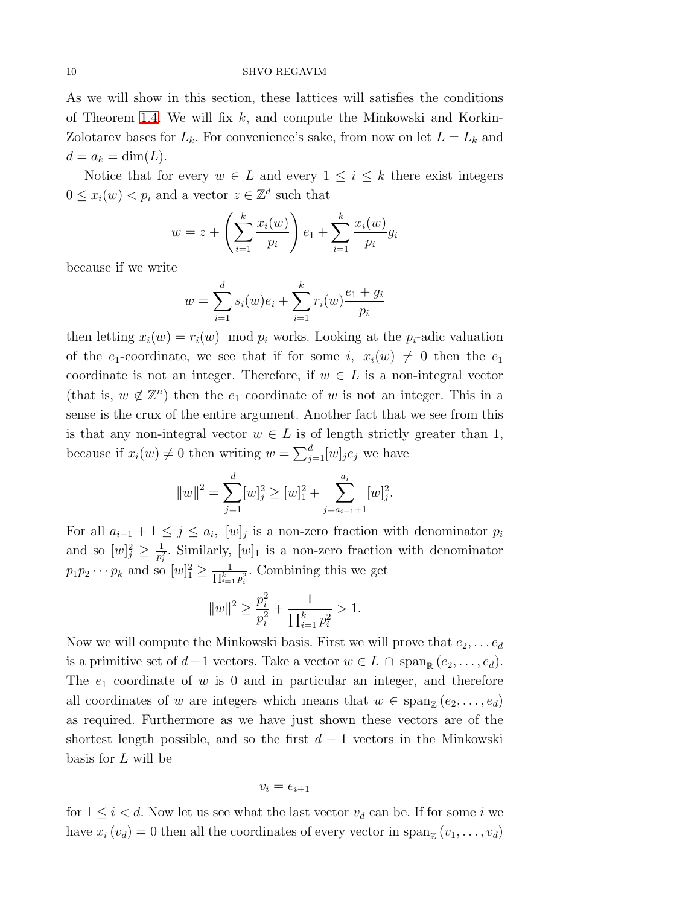As we will show in this section, these lattices will satisfies the conditions of Theorem 1.4. We will fix $k$, and compute the Minkowski and Korkin-Zolotarev bases for $L_k$. For convenience's sake, from now on let $L = L_k$ and $d = a_k = \dim(L)$.

Notice that for every $w \in L$ and every $1 \leq i \leq k$ there exist integers $0 \leq x_i(w) < p_i$ and a vector $z \in \mathbb{Z}^d$ such that

$$w = z + \left( \sum_{i=1}^{k} \frac{x_i(w)}{p_i} \right) e_1 + \sum_{i=1}^{k} \frac{x_i(w)}{p_i} g_i$$

because if we write

$$w = \sum_{i=1}^{d} s_i(w) e_i + \sum_{i=1}^{k} r_i(w) \frac{e_1 + g_i}{p_i}$$

then letting $x_i(w) = r_i(w) \mod p_i$ works. Looking at the $p_i$-adic valuation of the $e_1$-coordinate, we see that if for some $i$, $x_i(w) \neq 0$ then the $e_1$ coordinate is not an integer. Therefore, if $w \in L$ is a non-integral vector (that is, $w \notin \mathbb{Z}^n$) then the $e_1$ coordinate of $w$ is not an integer. This in a sense is the crux of the entire argument. Another fact that we see from this is that any non-integral vector $w \in L$ is of length strictly greater than 1, because if $x_i(w) \neq 0$ then writing $w = \sum_{j=1}^{d} [w]_j e_j$ we have

$$\|w\|^2 = \sum_{j=1}^{d} [w]_j^2 \geq [w]_1^2 + \sum_{j=a_{i-1}+1}^{a_i} [w]_j^2.$$

For all $a_{i-1} + 1 \leq j \leq a_i$, $[w]_j$ is a non-zero fraction with denominator $p_i$ and so $[w]_j^2 \geq \frac{1}{p_i^2}$. Similarly, $[w]_1$ is a non-zero fraction with denominator $p_1 p_2 \cdots p_k$ and so $[w]_1^2 \geq \frac{1}{\prod_{i=1}^{k} p_i^2}$. Combining this we get

$$\|w\|^2 \geq \frac{p_i^2}{p_i^2} + \frac{1}{\prod_{i=1}^{k} p_i^2} > 1.$$

Now we will compute the Minkowski basis. First we will prove that $e_2, \ldots e_d$ is a primitive set of $d-1$ vectors. Take a vector $w \in L \cap \operatorname{span}_{\mathbb{R}}(e_2, \ldots, e_d)$. The $e_1$ coordinate of $w$ is 0 and in particular an integer, and therefore all coordinates of $w$ are integers which means that $w \in \operatorname{span}_{\mathbb{Z}}(e_2, \ldots, e_d)$ as required. Furthermore as we have just shown these vectors are of the shortest length possible, and so the first $d-1$ vectors in the Minkowski basis for $L$ will be

$$v_i = e_{i+1}$$

for $1 \leq i < d$. Now let us see what the last vector $v_d$ can be. If for some $i$ we have $x_i(v_d) = 0$ then all the coordinates of every vector in $\operatorname{span}_{\mathbb{Z}}(v_1, \ldots, v_d)$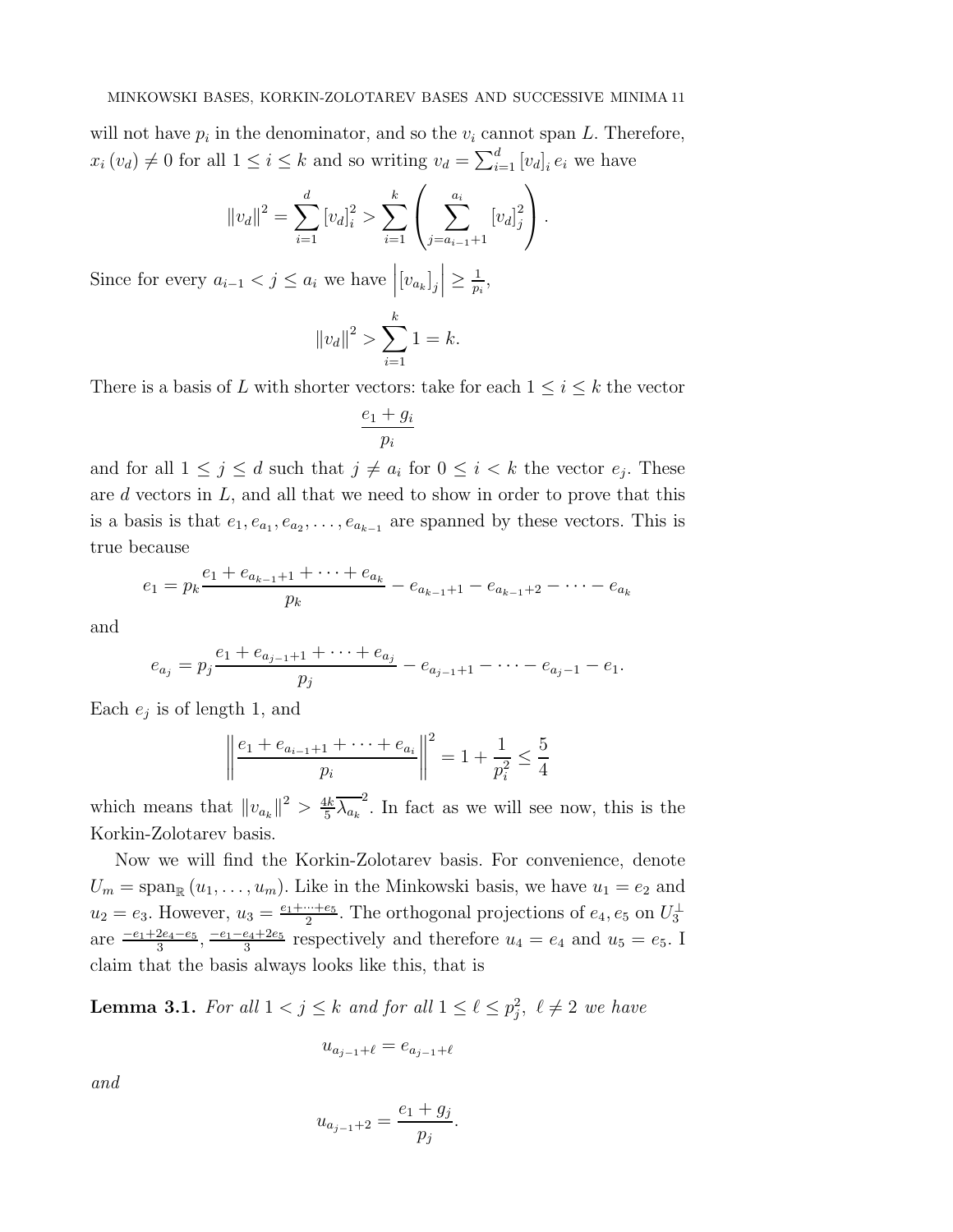will not have $p_i$ in the denominator, and so the $v_i$ cannot span $L$. Therefore, $x_i(v_d) \neq 0$ for all $1 \leq i \leq k$ and so writing $v_d = \sum_{i=1}^{d} [v_d]_i e_i$ we have

$$\|v_d\|^2 = \sum_{i=1}^{d} [v_d]_i^2 > \sum_{i=1}^{k} \left( \sum_{j=a_{i-1}+1}^{a_i} [v_d]_j^2 \right).$$

Since for every $a_{i-1} < j \leq a_i$ we have $\left| [v_{a_k}]_j \right| \geq \frac{1}{p_i}$,

$$\|v_d\|^2 > \sum_{i=1}^{k} 1 = k.$$

There is a basis of $L$ with shorter vectors: take for each $1 \leq i \leq k$ the vector

$$\frac{e_1 + g_i}{p_i}$$

and for all $1 \leq j \leq d$ such that $j \neq a_i$ for $0 \leq i < k$ the vector $e_j$. These are $d$ vectors in $L$, and all that we need to show in order to prove that this is a basis is that $e_1, e_{a_1}, e_{a_2}, \ldots, e_{a_{k-1}}$ are spanned by these vectors. This is true because

$$e_1 = p_k \frac{e_1 + e_{a_{k-1}+1} + \cdots + e_{a_k}}{p_k} - e_{a_{k-1}+1} - e_{a_{k-1}+2} - \cdots - e_{a_k}$$

and

$$e_{a_j} = p_j \frac{e_1 + e_{a_{j-1}+1} + \cdots + e_{a_j}}{p_j} - e_{a_{j-1}+1} - \cdots - e_{a_j - 1} - e_1.$$

Each $e_j$ is of length 1, and

$$\left\| \frac{e_1 + e_{a_{i-1}+1} + \cdots + e_{a_i}}{p_i} \right\|^2 = 1 + \frac{1}{p_i^2} \leq \frac{5}{4}$$

which means that $\|v_{a_k}\|^2 > \frac{4k}{5} \overline{\lambda_{a_k}}^2$. In fact as we will see now, this is the Korkin-Zolotarev basis.

Now we will find the Korkin-Zolotarev basis. For convenience, denote $U_m = \mathrm{span}_{\mathbb{R}}(u_1, \ldots, u_m)$. Like in the Minkowski basis, we have $u_1 = e_2$ and $u_2 = e_3$. However, $u_3 = \frac{e_1 + \cdots + e_5}{2}$. The orthogonal projections of $e_4, e_5$ on $U_3^{\perp}$ are $\frac{-e_1 + 2e_4 - e_5}{3}, \frac{-e_1 - e_4 + 2e_5}{3}$ respectively and therefore $u_4 = e_4$ and $u_5 = e_5$. I claim that the basis always looks like this, that is

**Lemma 3.1.** *For all $1 < j \leq k$ and for all $1 \leq \ell \leq p_j^2$, $\ell \neq 2$ we have*

$$u_{a_{j-1}+\ell} = e_{a_{j-1}+\ell}$$

*and*

$$u_{a_{j-1}+2} = \frac{e_1 + g_j}{p_j}.$$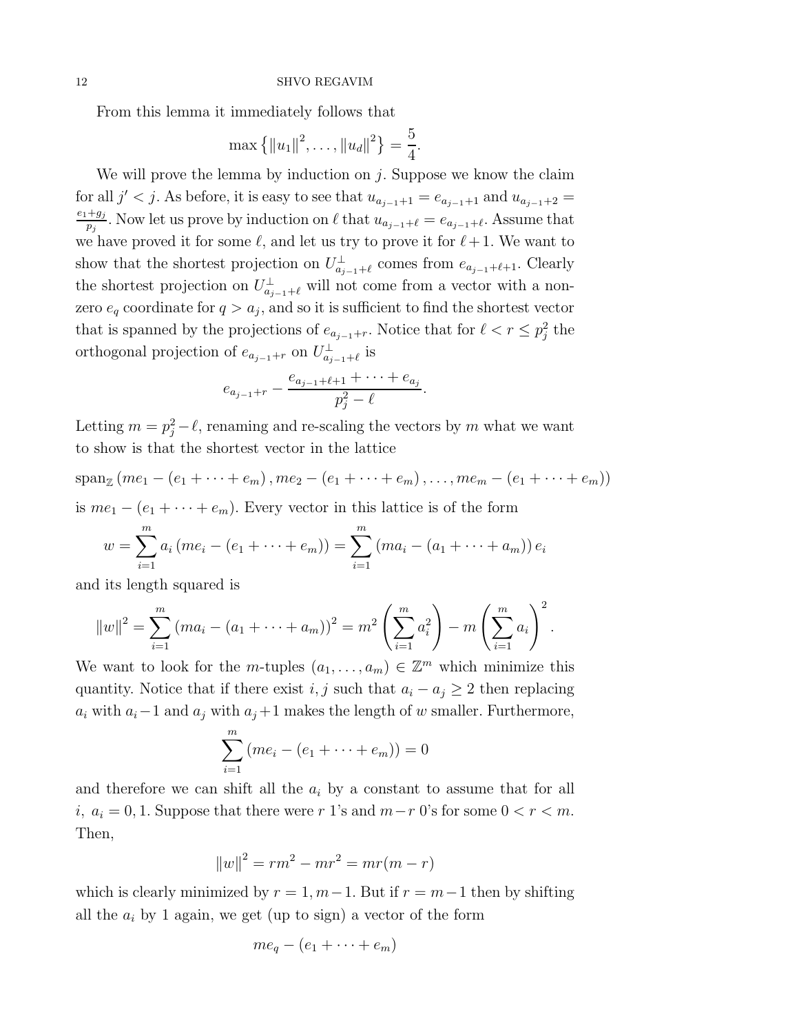From this lemma it immediately follows that

$$\max \left\{ \|u_1\|^2, \ldots, \|u_d\|^2 \right\} = \frac{5}{4}.$$

We will prove the lemma by induction on $j$. Suppose we know the claim for all $j' < j$. As before, it is easy to see that $u_{a_{j-1}+1} = e_{a_{j-1}+1}$ and $u_{a_{j-1}+2} = \frac{e_1 + g_j}{p_j}$. Now let us prove by induction on $\ell$ that $u_{a_{j-1}+\ell} = e_{a_{j-1}+\ell}$. Assume that we have proved it for some $\ell$, and let us try to prove it for $\ell+1$. We want to show that the shortest projection on $U_{a_{j-1}+\ell}^{\perp}$ comes from $e_{a_{j-1}+\ell+1}$. Clearly the shortest projection on $U_{a_{j-1}+\ell}^{\perp}$ will not come from a vector with a non-zero $e_q$ coordinate for $q > a_j$, and so it is sufficient to find the shortest vector that is spanned by the projections of $e_{a_{j-1}+r}$. Notice that for $\ell < r \leq p_j^2$ the orthogonal projection of $e_{a_{j-1}+r}$ on $U_{a_{j-1}+\ell}^{\perp}$ is

$$e_{a_{j-1}+r} - \frac{e_{a_{j-1}+\ell+1} + \cdots + e_{a_j}}{p_j^2 - \ell}.$$

Letting $m = p_j^2 - \ell$, renaming and re-scaling the vectors by $m$ what we want to show is that the shortest vector in the lattice

$$\operatorname{span}_{\mathbb{Z}} \left( me_1 - (e_1 + \cdots + e_m), me_2 - (e_1 + \cdots + e_m), \ldots, me_m - (e_1 + \cdots + e_m) \right)$$

is $me_1 - (e_1 + \cdots + e_m)$. Every vector in this lattice is of the form

$$w = \sum_{i=1}^{m} a_i \left( me_i - (e_1 + \cdots + e_m) \right) = \sum_{i=1}^{m} \left( ma_i - (a_1 + \cdots + a_m) \right) e_i$$

and its length squared is

$$\|w\|^2 = \sum_{i=1}^{m} \left( ma_i - (a_1 + \cdots + a_m) \right)^2 = m^2 \left( \sum_{i=1}^{m} a_i^2 \right) - m \left( \sum_{i=1}^{m} a_i \right)^2.$$

We want to look for the $m$-tuples $(a_1, \ldots, a_m) \in \mathbb{Z}^m$ which minimize this quantity. Notice that if there exist $i, j$ such that $a_i - a_j \geq 2$ then replacing $a_i$ with $a_i - 1$ and $a_j$ with $a_j + 1$ makes the length of $w$ smaller. Furthermore,

$$\sum_{i=1}^{m} \left( me_i - (e_1 + \cdots + e_m) \right) = 0$$

and therefore we can shift all the $a_i$ by a constant to assume that for all $i$, $a_i = 0, 1$. Suppose that there were $r$ 1's and $m-r$ 0's for some $0 < r < m$. Then,

$$\|w\|^2 = rm^2 - mr^2 = mr(m-r)$$

which is clearly minimized by $r = 1, m-1$. But if $r = m-1$ then by shifting all the $a_i$ by 1 again, we get (up to sign) a vector of the form

$$me_q - (e_1 + \cdots + e_m)$$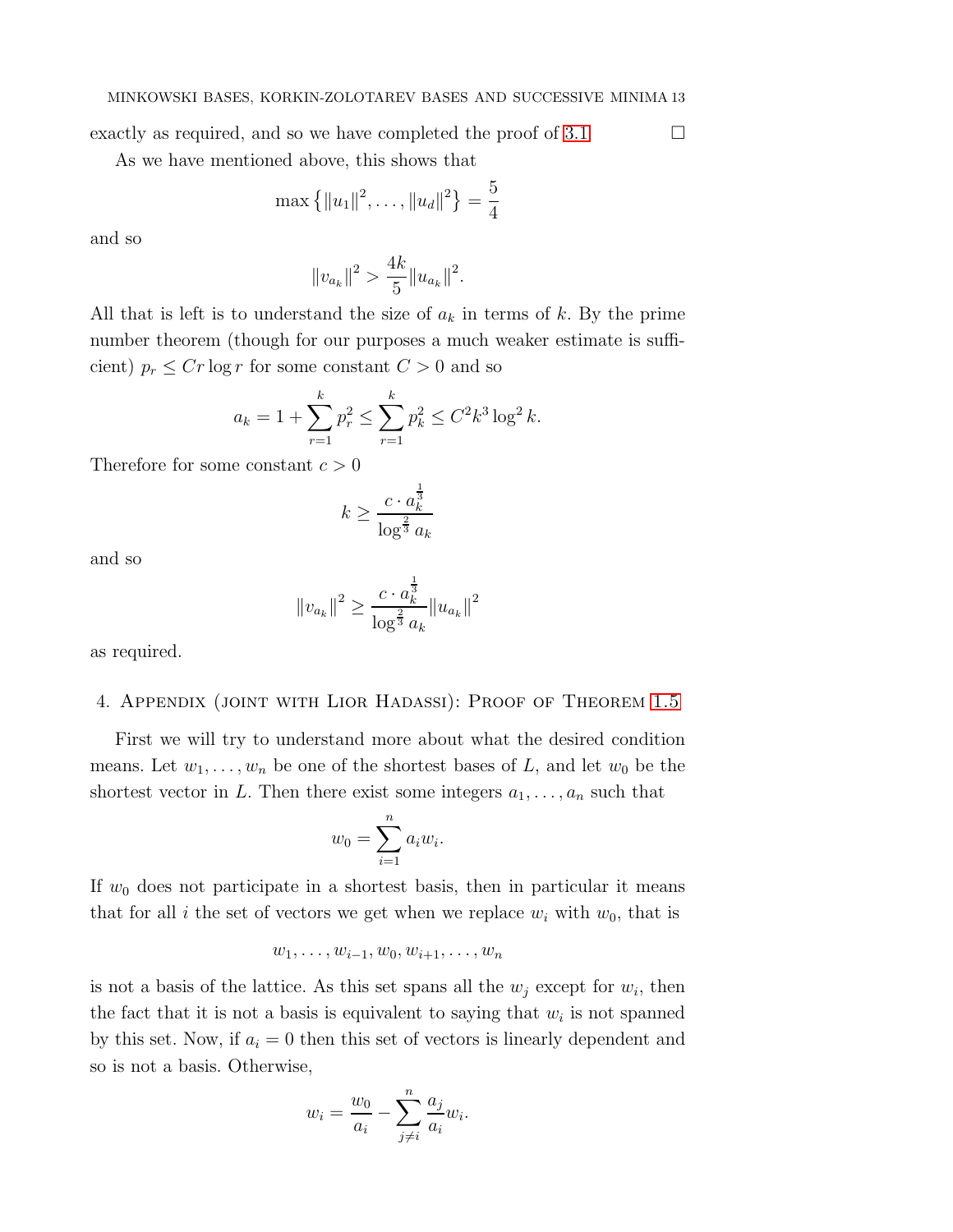exactly as required, and so we have completed the proof of 3.1. □

As we have mentioned above, this shows that

$$\max\left\{\|u_1\|^2, \dots, \|u_d\|^2\right\} = \frac{5}{4}$$

and so

$$\|v_{a_k}\|^2 > \frac{4k}{5}\|u_{a_k}\|^2.$$

All that is left is to understand the size of $a_k$ in terms of $k$. By the prime number theorem (though for our purposes a much weaker estimate is sufficient) $p_r \leq Cr\log r$ for some constant $C > 0$ and so

$$a_k = 1 + \sum_{r=1}^{k} p_r^2 \leq \sum_{r=1}^{k} p_k^2 \leq C^2 k^3 \log^2 k.$$

Therefore for some constant $c > 0$

$$k \geq \frac{c \cdot a_k^{\frac{1}{3}}}{\log^{\frac{2}{3}} a_k}$$

and so

$$\|v_{a_k}\|^2 \geq \frac{c \cdot a_k^{\frac{1}{3}}}{\log^{\frac{2}{3}} a_k}\|u_{a_k}\|^2$$

as required.

## 4. Appendix (joint with Lior Hadassi): Proof of Theorem 1.5

First we will try to understand more about what the desired condition means. Let $w_1, \dots, w_n$ be one of the shortest bases of $L$, and let $w_0$ be the shortest vector in $L$. Then there exist some integers $a_1, \dots, a_n$ such that

$$w_0 = \sum_{i=1}^{n} a_i w_i.$$

If $w_0$ does not participate in a shortest basis, then in particular it means that for all $i$ the set of vectors we get when we replace $w_i$ with $w_0$, that is

$$w_1, \dots, w_{i-1}, w_0, w_{i+1}, \dots, w_n$$

is not a basis of the lattice. As this set spans all the $w_j$ except for $w_i$, then the fact that it is not a basis is equivalent to saying that $w_i$ is not spanned by this set. Now, if $a_i = 0$ then this set of vectors is linearly dependent and so is not a basis. Otherwise,

$$w_i = \frac{w_0}{a_i} - \sum_{j \neq i}^{n} \frac{a_j}{a_i} w_i.$$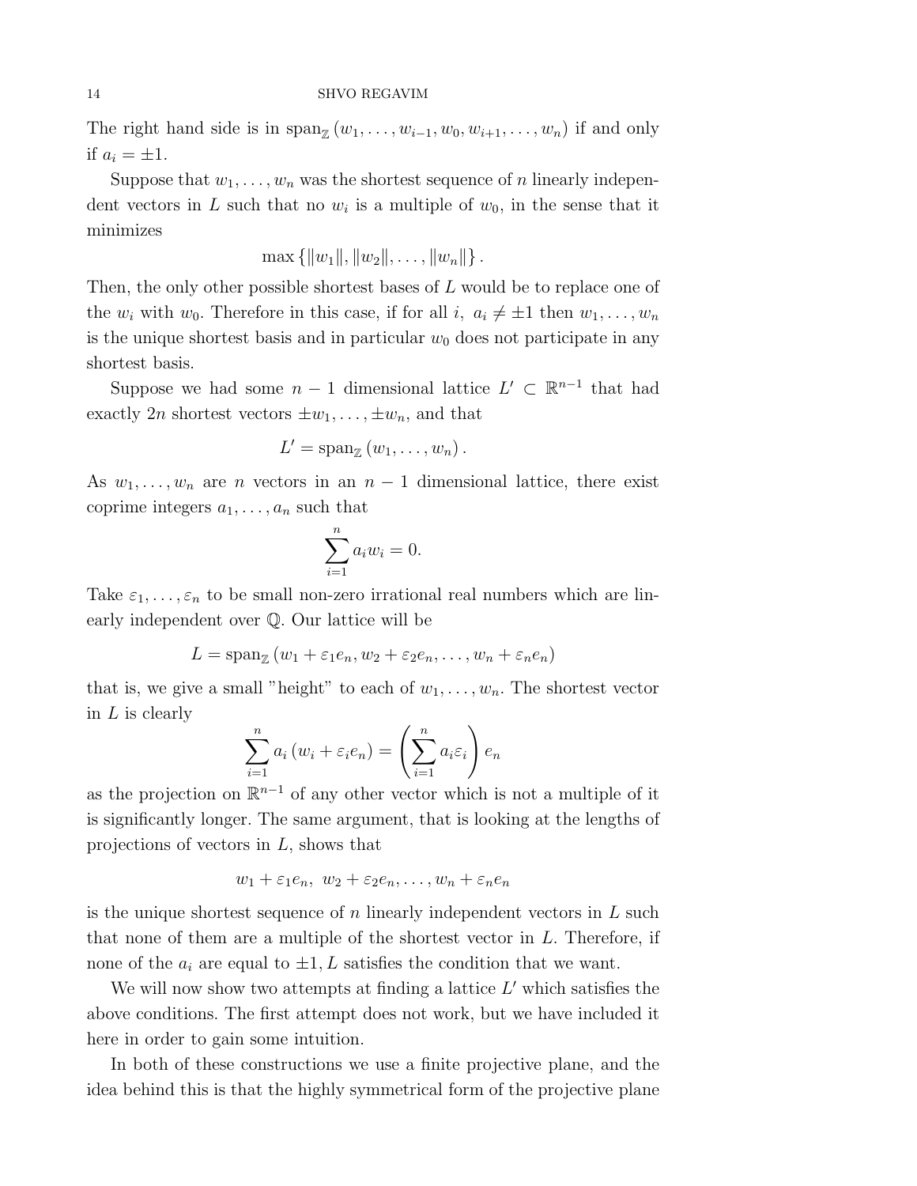The right hand side is in $\operatorname{span}_{\mathbb{Z}}(w_1, \dots, w_{i-1}, w_0, w_{i+1}, \dots, w_n)$ if and only if $a_i = \pm 1$.

Suppose that $w_1, \dots, w_n$ was the shortest sequence of $n$ linearly independent vectors in $L$ such that no $w_i$ is a multiple of $w_0$, in the sense that it minimizes

$$\max\{\|w_1\|, \|w_2\|, \dots, \|w_n\|\}.$$

Then, the only other possible shortest bases of $L$ would be to replace one of the $w_i$ with $w_0$. Therefore in this case, if for all $i$, $a_i \neq \pm 1$ then $w_1, \dots, w_n$ is the unique shortest basis and in particular $w_0$ does not participate in any shortest basis.

Suppose we had some $n-1$ dimensional lattice $L' \subset \mathbb{R}^{n-1}$ that had exactly $2n$ shortest vectors $\pm w_1, \dots, \pm w_n$, and that

$$L' = \operatorname{span}_{\mathbb{Z}}(w_1, \dots, w_n).$$

As $w_1, \dots, w_n$ are $n$ vectors in an $n-1$ dimensional lattice, there exist coprime integers $a_1, \dots, a_n$ such that

$$\sum_{i=1}^{n} a_i w_i = 0.$$

Take $\varepsilon_1, \dots, \varepsilon_n$ to be small non-zero irrational real numbers which are linearly independent over $\mathbb{Q}$. Our lattice will be

$$L = \operatorname{span}_{\mathbb{Z}}(w_1 + \varepsilon_1 e_n, w_2 + \varepsilon_2 e_n, \dots, w_n + \varepsilon_n e_n)$$

that is, we give a small "height" to each of $w_1, \dots, w_n$. The shortest vector in $L$ is clearly

$$\sum_{i=1}^{n} a_i (w_i + \varepsilon_i e_n) = \left(\sum_{i=1}^{n} a_i \varepsilon_i\right) e_n$$

as the projection on $\mathbb{R}^{n-1}$ of any other vector which is not a multiple of it is significantly longer. The same argument, that is looking at the lengths of projections of vectors in $L$, shows that

$$w_1 + \varepsilon_1 e_n,\ w_2 + \varepsilon_2 e_n, \dots, w_n + \varepsilon_n e_n$$

is the unique shortest sequence of $n$ linearly independent vectors in $L$ such that none of them are a multiple of the shortest vector in $L$. Therefore, if none of the $a_i$ are equal to $\pm 1$, $L$ satisfies the condition that we want.

We will now show two attempts at finding a lattice $L'$ which satisfies the above conditions. The first attempt does not work, but we have included it here in order to gain some intuition.

In both of these constructions we use a finite projective plane, and the idea behind this is that the highly symmetrical form of the projective plane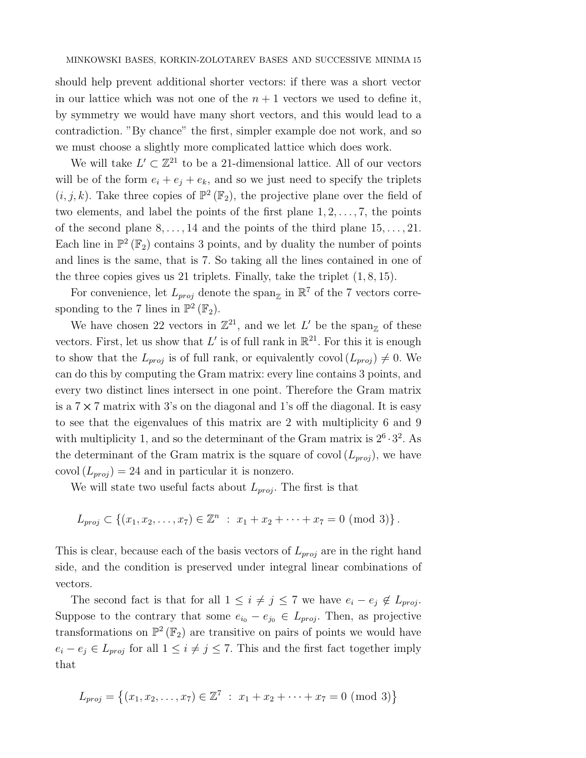should help prevent additional shorter vectors: if there was a short vector in our lattice which was not one of the $n+1$ vectors we used to define it, by symmetry we would have many short vectors, and this would lead to a contradiction. "By chance" the first, simpler example doe not work, and so we must choose a slightly more complicated lattice which does work.

We will take $L' \subset \mathbb{Z}^{21}$ to be a 21-dimensional lattice. All of our vectors will be of the form $e_i + e_j + e_k$, and so we just need to specify the triplets $(i, j, k)$. Take three copies of $\mathbb{P}^2(\mathbb{F}_2)$, the projective plane over the field of two elements, and label the points of the first plane $1, 2, \ldots, 7$, the points of the second plane $8, \ldots, 14$ and the points of the third plane $15, \ldots, 21$. Each line in $\mathbb{P}^2(\mathbb{F}_2)$ contains 3 points, and by duality the number of points and lines is the same, that is 7. So taking all the lines contained in one of the three copies gives us 21 triplets. Finally, take the triplet $(1, 8, 15)$.

For convenience, let $L_{proj}$ denote the $\text{span}_{\mathbb{Z}}$ in $\mathbb{R}^7$ of the 7 vectors corresponding to the 7 lines in $\mathbb{P}^2(\mathbb{F}_2)$.

We have chosen 22 vectors in $\mathbb{Z}^{21}$, and we let $L'$ be the $\text{span}_{\mathbb{Z}}$ of these vectors. First, let us show that $L'$ is of full rank in $\mathbb{R}^{21}$. For this it is enough to show that the $L_{proj}$ is of full rank, or equivalently $\text{covol}(L_{proj}) \neq 0$. We can do this by computing the Gram matrix: every line contains 3 points, and every two distinct lines intersect in one point. Therefore the Gram matrix is a $7 \times 7$ matrix with 3's on the diagonal and 1's off the diagonal. It is easy to see that the eigenvalues of this matrix are 2 with multiplicity 6 and 9 with multiplicity 1, and so the determinant of the Gram matrix is $2^6 \cdot 3^2$. As the determinant of the Gram matrix is the square of $\text{covol}(L_{proj})$, we have $\text{covol}(L_{proj}) = 24$ and in particular it is nonzero.

We will state two useful facts about $L_{proj}$. The first is that

$$L_{proj} \subset \{(x_1, x_2, \ldots, x_7) \in \mathbb{Z}^n \ : \ x_1 + x_2 + \cdots + x_7 = 0 \ (\text{mod } 3)\}.$$

This is clear, because each of the basis vectors of $L_{proj}$ are in the right hand side, and the condition is preserved under integral linear combinations of vectors.

The second fact is that for all $1 \leq i \neq j \leq 7$ we have $e_i - e_j \notin L_{proj}$. Suppose to the contrary that some $e_{i_0} - e_{j_0} \in L_{proj}$. Then, as projective transformations on $\mathbb{P}^2(\mathbb{F}_2)$ are transitive on pairs of points we would have $e_i - e_j \in L_{proj}$ for all $1 \leq i \neq j \leq 7$. This and the first fact together imply that

$$L_{proj} = \left\{(x_1, x_2, \ldots, x_7) \in \mathbb{Z}^7 \ : \ x_1 + x_2 + \cdots + x_7 = 0 \ (\text{mod } 3)\right\}$$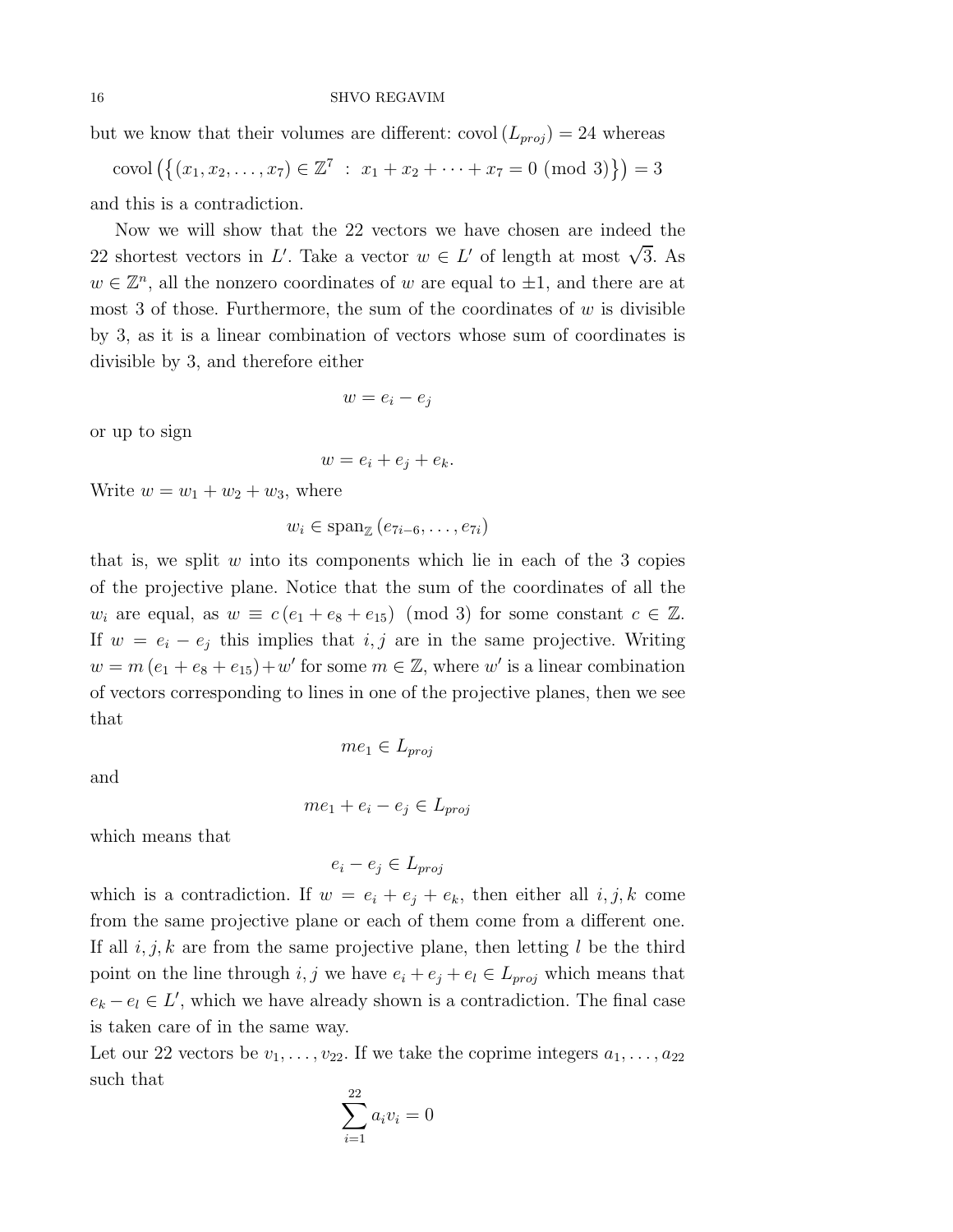but we know that their volumes are different: $\operatorname{covol}(L_{proj}) = 24$ whereas

$$\operatorname{covol}\left(\left\{(x_1, x_2, \ldots, x_7) \in \mathbb{Z}^7 \ : \ x_1 + x_2 + \cdots + x_7 = 0 \pmod 3\right\}\right) = 3$$

and this is a contradiction.

Now we will show that the 22 vectors we have chosen are indeed the 22 shortest vectors in $L'$. Take a vector $w \in L'$ of length at most $\sqrt{3}$. As $w \in \mathbb{Z}^n$, all the nonzero coordinates of $w$ are equal to $\pm 1$, and there are at most 3 of those. Furthermore, the sum of the coordinates of $w$ is divisible by 3, as it is a linear combination of vectors whose sum of coordinates is divisible by 3, and therefore either

$$w = e_i - e_j$$

or up to sign

$$w = e_i + e_j + e_k.$$

Write $w = w_1 + w_2 + w_3$, where

$$w_i \in \operatorname{span}_{\mathbb{Z}}(e_{7i-6}, \ldots, e_{7i})$$

that is, we split $w$ into its components which lie in each of the 3 copies of the projective plane. Notice that the sum of the coordinates of all the $w_i$ are equal, as $w \equiv c(e_1 + e_8 + e_{15}) \pmod 3$ for some constant $c \in \mathbb{Z}$. If $w = e_i - e_j$ this implies that $i, j$ are in the same projective. Writing $w = m(e_1 + e_8 + e_{15}) + w'$ for some $m \in \mathbb{Z}$, where $w'$ is a linear combination of vectors corresponding to lines in one of the projective planes, then we see that

$$me_1 \in L_{proj}$$

and

$$me_1 + e_i - e_j \in L_{proj}$$

which means that

$$e_i - e_j \in L_{proj}$$

which is a contradiction. If $w = e_i + e_j + e_k$, then either all $i, j, k$ come from the same projective plane or each of them come from a different one. If all $i, j, k$ are from the same projective plane, then letting $l$ be the third point on the line through $i, j$ we have $e_i + e_j + e_l \in L_{proj}$ which means that $e_k - e_l \in L'$, which we have already shown is a contradiction. The final case is taken care of in the same way.

Let our 22 vectors be $v_1, \ldots, v_{22}$. If we take the coprime integers $a_1, \ldots, a_{22}$ such that

$$\sum_{i=1}^{22} a_i v_i = 0$$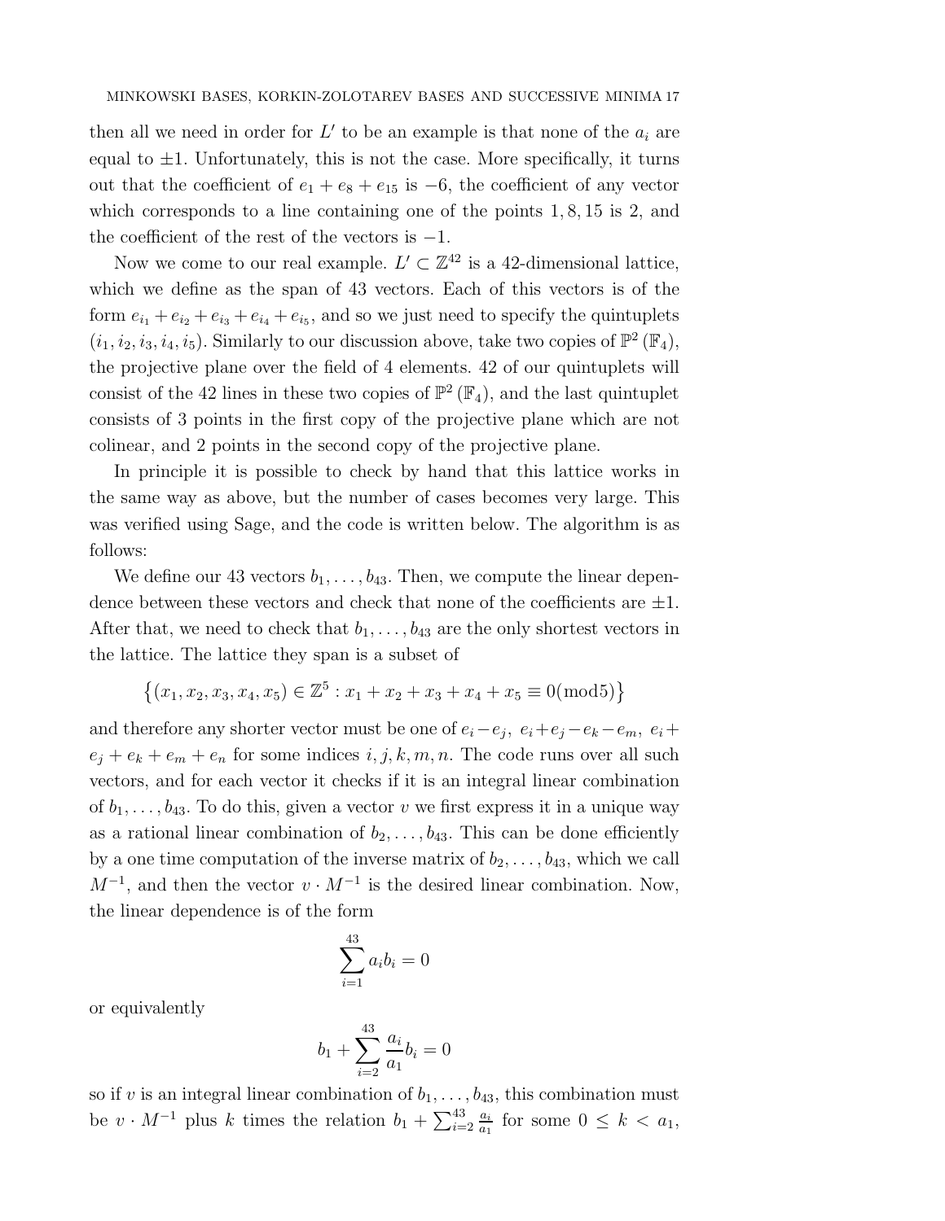then all we need in order for $L'$ to be an example is that none of the $a_i$ are equal to $\pm 1$. Unfortunately, this is not the case. More specifically, it turns out that the coefficient of $e_1 + e_8 + e_{15}$ is $-6$, the coefficient of any vector which corresponds to a line containing one of the points $1, 8, 15$ is $2$, and the coefficient of the rest of the vectors is $-1$.

Now we come to our real example. $L' \subset \mathbb{Z}^{42}$ is a 42-dimensional lattice, which we define as the span of 43 vectors. Each of this vectors is of the form $e_{i_1} + e_{i_2} + e_{i_3} + e_{i_4} + e_{i_5}$, and so we just need to specify the quintuplets $(i_1, i_2, i_3, i_4, i_5)$. Similarly to our discussion above, take two copies of $\mathbb{P}^2(\mathbb{F}_4)$, the projective plane over the field of 4 elements. 42 of our quintuplets will consist of the 42 lines in these two copies of $\mathbb{P}^2(\mathbb{F}_4)$, and the last quintuplet consists of 3 points in the first copy of the projective plane which are not colinear, and 2 points in the second copy of the projective plane.

In principle it is possible to check by hand that this lattice works in the same way as above, but the number of cases becomes very large. This was verified using Sage, and the code is written below. The algorithm is as follows:

We define our 43 vectors $b_1, \ldots, b_{43}$. Then, we compute the linear dependence between these vectors and check that none of the coefficients are $\pm 1$. After that, we need to check that $b_1, \ldots, b_{43}$ are the only shortest vectors in the lattice. The lattice they span is a subset of

$$\left\{(x_1, x_2, x_3, x_4, x_5) \in \mathbb{Z}^5 : x_1 + x_2 + x_3 + x_4 + x_5 \equiv 0 (\mathrm{mod} 5)\right\}$$

and therefore any shorter vector must be one of $e_i - e_j,\ e_i + e_j - e_k - e_m,\ e_i + e_j + e_k + e_m + e_n$ for some indices $i, j, k, m, n$. The code runs over all such vectors, and for each vector it checks if it is an integral linear combination of $b_1, \ldots, b_{43}$. To do this, given a vector $v$ we first express it in a unique way as a rational linear combination of $b_2, \ldots, b_{43}$. This can be done efficiently by a one time computation of the inverse matrix of $b_2, \ldots, b_{43}$, which we call $M^{-1}$, and then the vector $v \cdot M^{-1}$ is the desired linear combination. Now, the linear dependence is of the form

$$\sum_{i=1}^{43} a_i b_i = 0$$

or equivalently

$$b_1 + \sum_{i=2}^{43} \frac{a_i}{a_1} b_i = 0$$

so if $v$ is an integral linear combination of $b_1, \ldots, b_{43}$, this combination must be $v \cdot M^{-1}$ plus $k$ times the relation $b_1 + \sum_{i=2}^{43} \frac{a_i}{a_1}$ for some $0 \leq k < a_1$,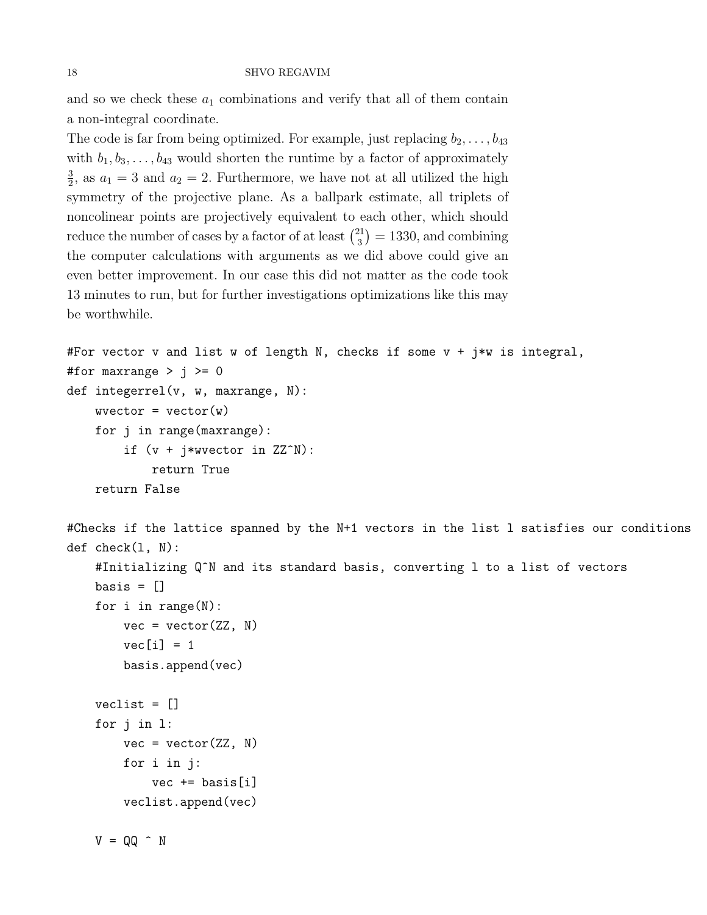and so we check these $a_1$ combinations and verify that all of them contain a non-integral coordinate.

The code is far from being optimized. For example, just replacing $b_2, \ldots, b_{43}$ with $b_1, b_3, \ldots, b_{43}$ would shorten the runtime by a factor of approximately $\frac{3}{2}$, as $a_1 = 3$ and $a_2 = 2$. Furthermore, we have not at all utilized the high symmetry of the projective plane. As a ballpark estimate, all triplets of noncolinear points are projectively equivalent to each other, which should reduce the number of cases by a factor of at least $\binom{21}{3} = 1330$, and combining the computer calculations with arguments as we did above could give an even better improvement. In our case this did not matter as the code took 13 minutes to run, but for further investigations optimizations like this may be worthwhile.

```
#For vector v and list w of length N, checks if some v + j*w is integral,
#for maxrange > j >= 0
def integerrel(v, w, maxrange, N):
    wvector = vector(w)
    for j in range(maxrange):
        if (v + j*wvector in ZZ^N):
            return True
    return False

#Checks if the lattice spanned by the N+1 vectors in the list l satisfies our conditions
def check(l, N):
    #Initializing Q^N and its standard basis, converting l to a list of vectors
    basis = []
    for i in range(N):
        vec = vector(ZZ, N)
        vec[i] = 1
        basis.append(vec)

    veclist = []
    for j in l:
        vec = vector(ZZ, N)
        for i in j:
            vec += basis[i]
        veclist.append(vec)

    V = QQ ^ N
```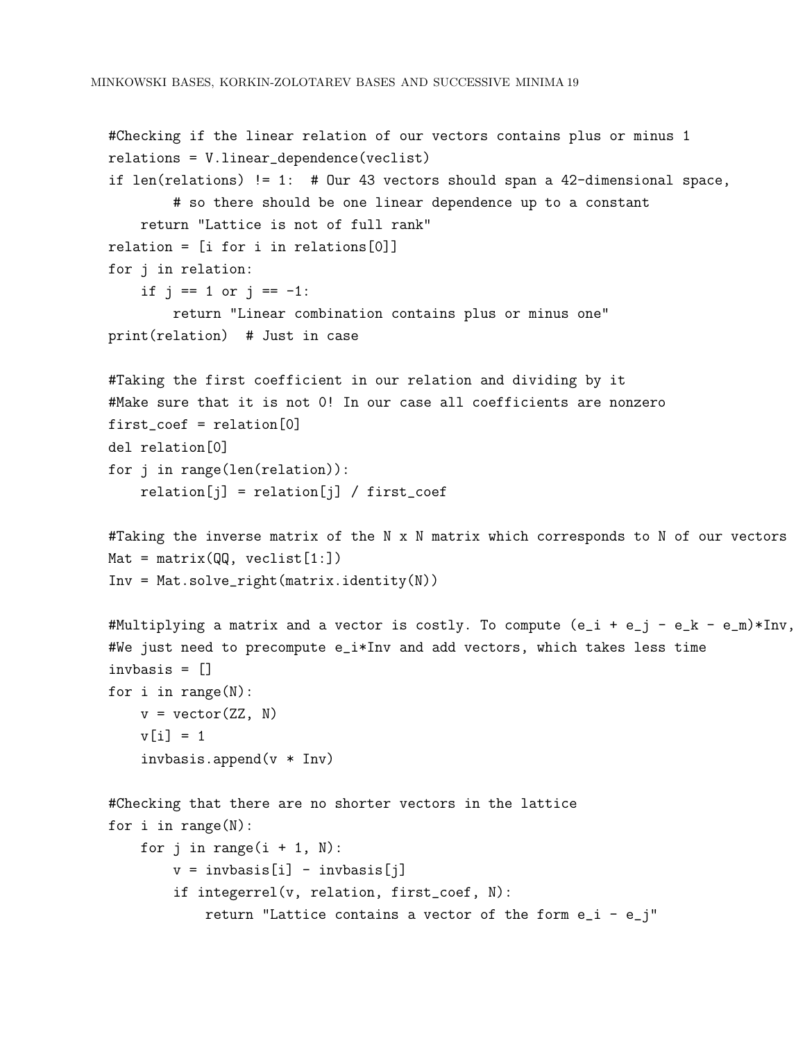```
#Checking if the linear relation of our vectors contains plus or minus 1
relations = V.linear_dependence(veclist)
if len(relations) != 1:  # Our 43 vectors should span a 42-dimensional space,
        # so there should be one linear dependence up to a constant
    return "Lattice is not of full rank"
relation = [i for i in relations[0]]
for j in relation:
    if j == 1 or j == -1:
        return "Linear combination contains plus or minus one"
print(relation)  # Just in case

#Taking the first coefficient in our relation and dividing by it
#Make sure that it is not 0! In our case all coefficients are nonzero
first_coef = relation[0]
del relation[0]
for j in range(len(relation)):
    relation[j] = relation[j] / first_coef

#Taking the inverse matrix of the N x N matrix which corresponds to N of our vectors
Mat = matrix(QQ, veclist[1:])
Inv = Mat.solve_right(matrix.identity(N))

#Multiplying a matrix and a vector is costly. To compute (e_i + e_j - e_k - e_m)*Inv,
#We just need to precompute e_i*Inv and add vectors, which takes less time
invbasis = []
for i in range(N):
    v = vector(ZZ, N)
    v[i] = 1
    invbasis.append(v * Inv)

#Checking that there are no shorter vectors in the lattice
for i in range(N):
    for j in range(i + 1, N):
        v = invbasis[i] - invbasis[j]
        if integerrel(v, relation, first_coef, N):
            return "Lattice contains a vector of the form e_i - e_j"
```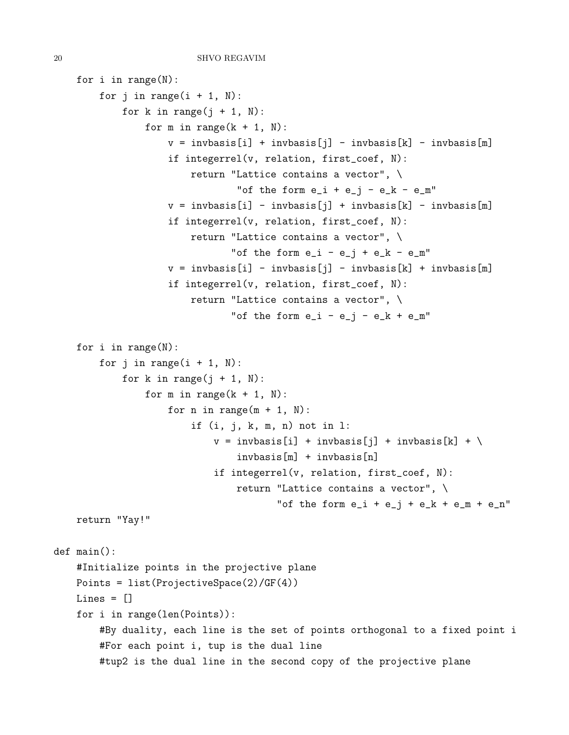```
    for i in range(N):
        for j in range(i + 1, N):
            for k in range(j + 1, N):
                for m in range(k + 1, N):
                    v = invbasis[i] + invbasis[j] - invbasis[k] - invbasis[m]
                    if integerrel(v, relation, first_coef, N):
                        return "Lattice contains a vector", \
                                "of the form e_i + e_j - e_k - e_m"
                    v = invbasis[i] - invbasis[j] + invbasis[k] - invbasis[m]
                    if integerrel(v, relation, first_coef, N):
                        return "Lattice contains a vector", \
                               "of the form e_i - e_j + e_k - e_m"
                    v = invbasis[i] - invbasis[j] - invbasis[k] + invbasis[m]
                    if integerrel(v, relation, first_coef, N):
                        return "Lattice contains a vector", \
                               "of the form e_i - e_j - e_k + e_m"

    for i in range(N):
        for j in range(i + 1, N):
            for k in range(j + 1, N):
                for m in range(k + 1, N):
                    for n in range(m + 1, N):
                        if (i, j, k, m, n) not in l:
                            v = invbasis[i] + invbasis[j] + invbasis[k] + \
                                invbasis[m] + invbasis[n]
                            if integerrel(v, relation, first_coef, N):
                                return "Lattice contains a vector", \
                                       "of the form e_i + e_j + e_k + e_m + e_n"
    return "Yay!"

def main():
    #Initialize points in the projective plane
    Points = list(ProjectiveSpace(2)/GF(4))
    Lines = []
    for i in range(len(Points)):
        #By duality, each line is the set of points orthogonal to a fixed point i
        #For each point i, tup is the dual line
        #tup2 is the dual line in the second copy of the projective plane
```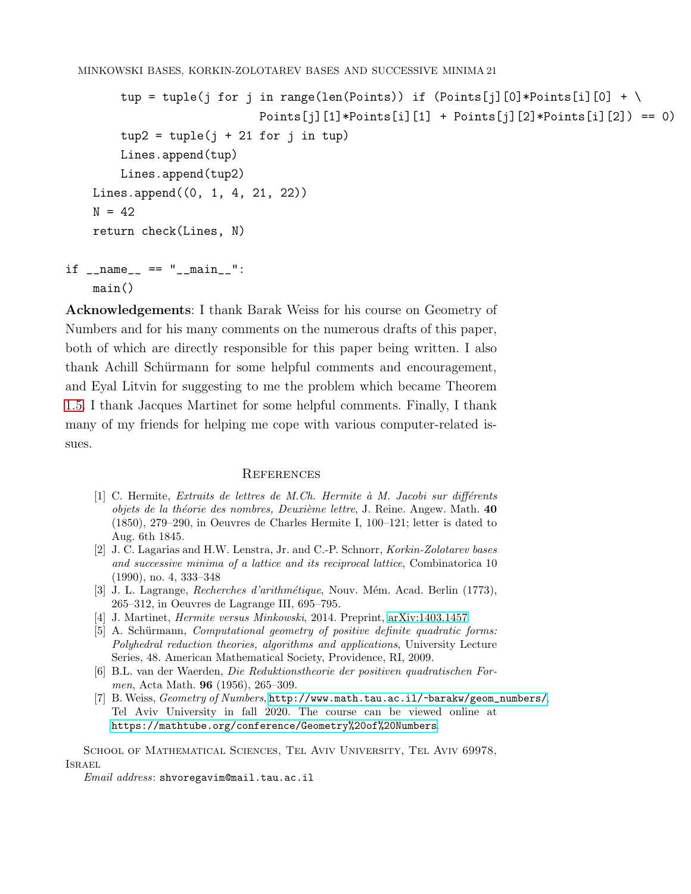```
        tup = tuple(j for j in range(len(Points)) if (Points[j][0]*Points[i][0] + \
                        Points[j][1]*Points[i][1] + Points[j][2]*Points[i][2]) == 0)
        tup2 = tuple(j + 21 for j in tup)
        Lines.append(tup)
        Lines.append(tup2)
    Lines.append((0, 1, 4, 21, 22))
    N = 42
    return check(Lines, N)

if __name__ == "__main__":
    main()
```

**Acknowledgements**: I thank Barak Weiss for his course on Geometry of Numbers and for his many comments on the numerous drafts of this paper, both of which are directly responsible for this paper being written. I also thank Achill Schürmann for some helpful comments and encouragement, and Eyal Litvin for suggesting to me the problem which became Theorem 1.5. I thank Jacques Martinet for some helpful comments. Finally, I thank many of my friends for helping me cope with various computer-related issues.

## References

[1] C. Hermite, *Extraits de lettres de M.Ch. Hermite à M. Jacobi sur différents objets de la théorie des nombres, Deuxième lettre*, J. Reine. Angew. Math. **40** (1850), 279–290, in Oeuvres de Charles Hermite I, 100–121; letter is dated to Aug. 6th 1845.

[2] J. C. Lagarias and H.W. Lenstra, Jr. and C.-P. Schnorr, *Korkin-Zolotarev bases and successive minima of a lattice and its reciprocal lattice*, Combinatorica 10 (1990), no. 4, 333–348

[3] J. L. Lagrange, *Recherches d'arithmétique*, Nouv. Mém. Acad. Berlin (1773), 265–312, in Oeuvres de Lagrange III, 695–795.

[4] J. Martinet, *Hermite versus Minkowski*, 2014. Preprint, arXiv:1403.1457.

[5] A. Schürmann, *Computational geometry of positive definite quadratic forms: Polyhedral reduction theories, algorithms and applications*, University Lecture Series, 48. American Mathematical Society, Providence, RI, 2009.

[6] B.L. van der Waerden, *Die Reduktionstheorie der positiven quadratischen Formen*, Acta Math. **96** (1956), 265–309.

[7] B. Weiss, *Geometry of Numbers*, http://www.math.tau.ac.il/~barakw/geom_numbers/, Tel Aviv University in fall 2020. The course can be viewed online at https://mathtube.org/conference/Geometry%20of%20Numbers.

School of Mathematical Sciences, Tel Aviv University, Tel Aviv 69978, Israel

*Email address*: shvoregavim@mail.tau.ac.il